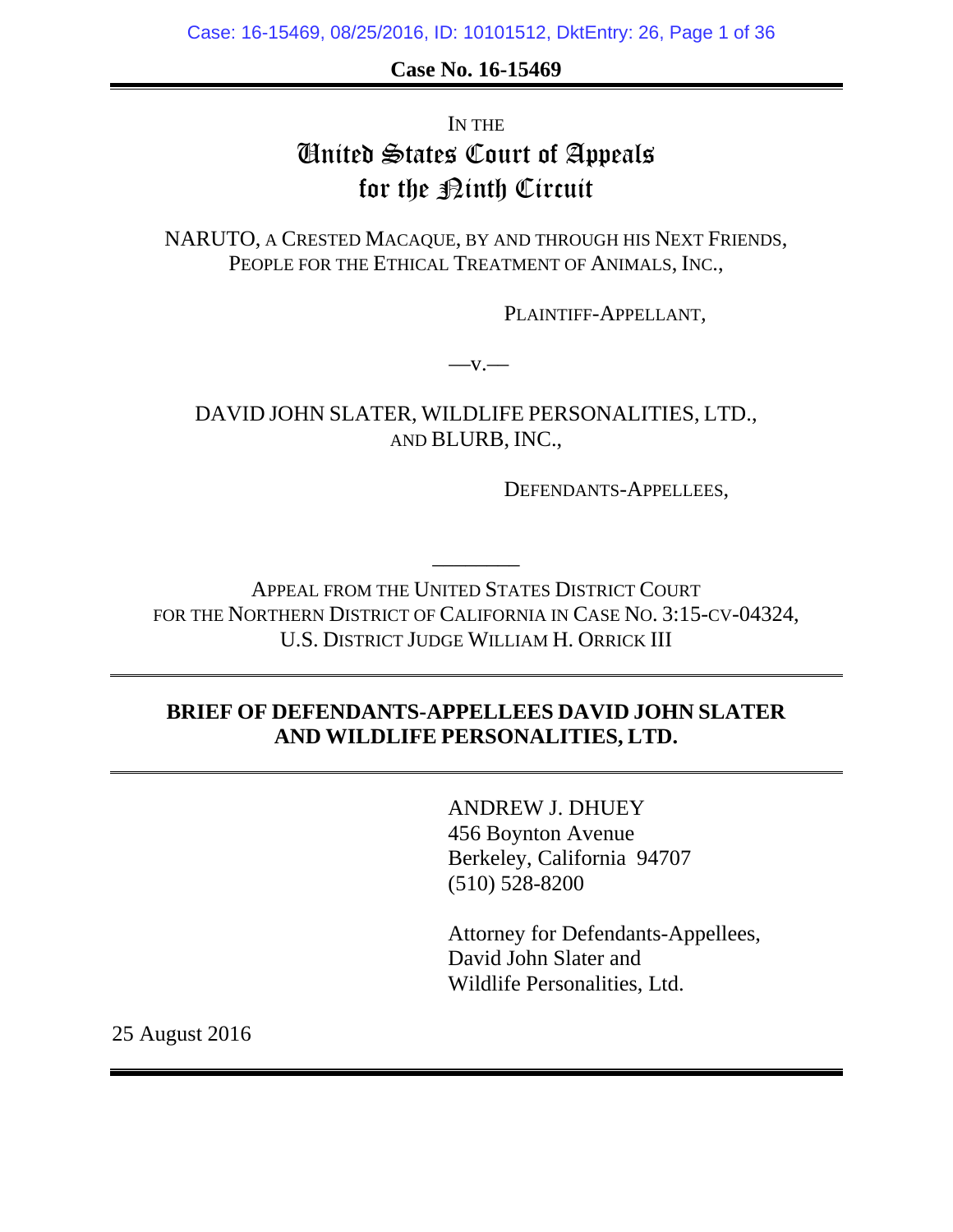**Case No. 16-15469**

IN THE

# United States Court of Appeals for the Ninth Circuit

NARUTO, A CRESTED MACAQUE, BY AND THROUGH HIS NEXT FRIENDS, PEOPLE FOR THE ETHICAL TREATMENT OF ANIMALS, INC.,

PLAINTIFF-APPELLANT,

—v.—

DAVID JOHN SLATER, WILDLIFE PERSONALITIES, LTD., AND BLURB, INC.,

DEFENDANTS-APPELLEES,

---

APPEAL FROM THE UNITED STATES DISTRICT COURT FOR THE NORTHERN DISTRICT OF CALIFORNIA IN CASE NO. 3:15-CV-04324, U.S. DISTRICT JUDGE WILLIAM H. ORRICK III

## BRIEF OF DEFENDANTS-APPELLEES DAVID JOHN SLATER AND WILDLIFE PERSONALITIES, LTD.

ANDREW J. DHUEY
456 Boynton Avenue
Berkeley, California 94707
(510) 528-8200

Attorney for Defendants-Appellees,
David John Slater and
Wildlife Personalities, Ltd.

25 August 2016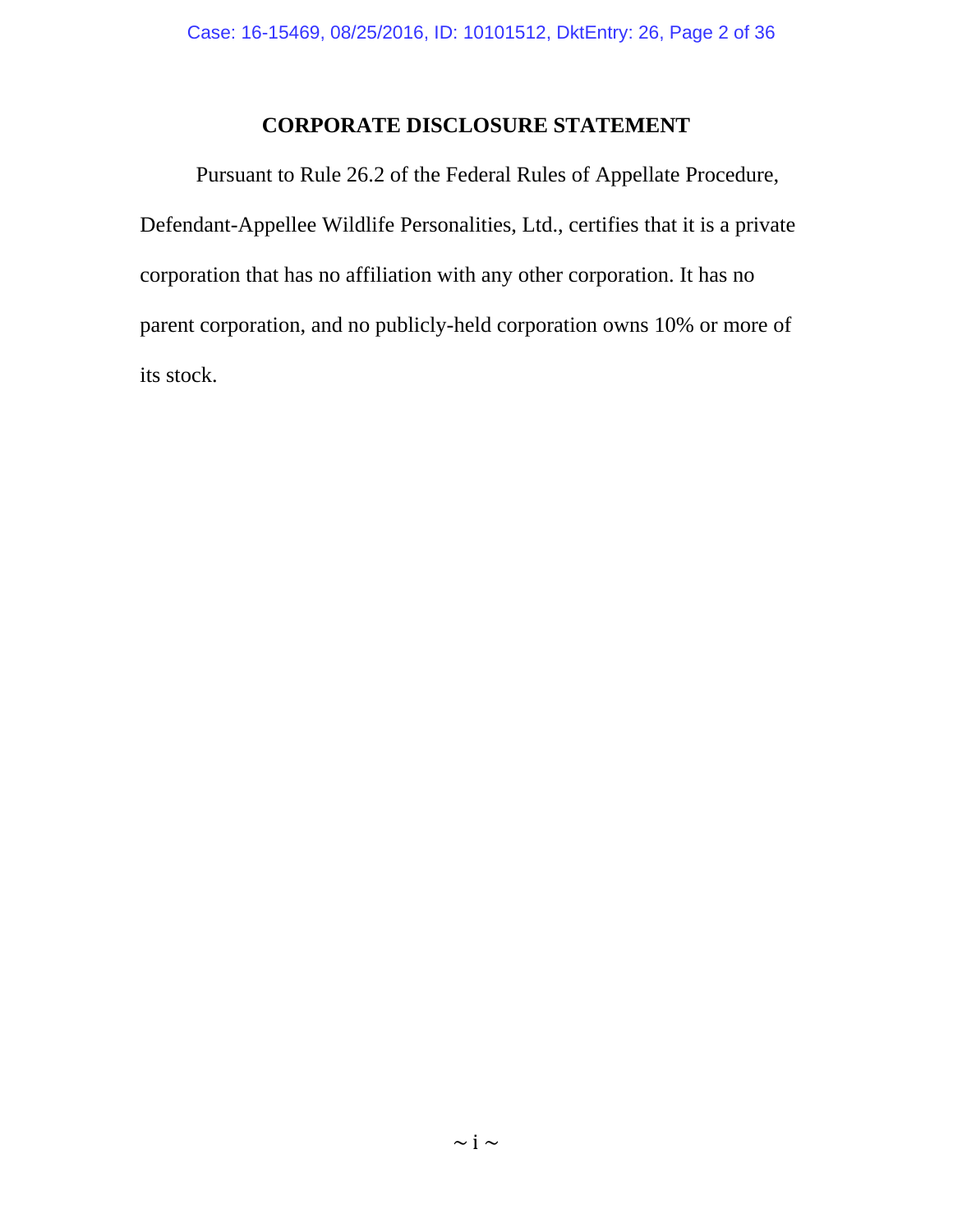## CORPORATE DISCLOSURE STATEMENT

Pursuant to Rule 26.2 of the Federal Rules of Appellate Procedure, Defendant-Appellee Wildlife Personalities, Ltd., certifies that it is a private corporation that has no affiliation with any other corporation. It has no parent corporation, and no publicly-held corporation owns 10% or more of its stock.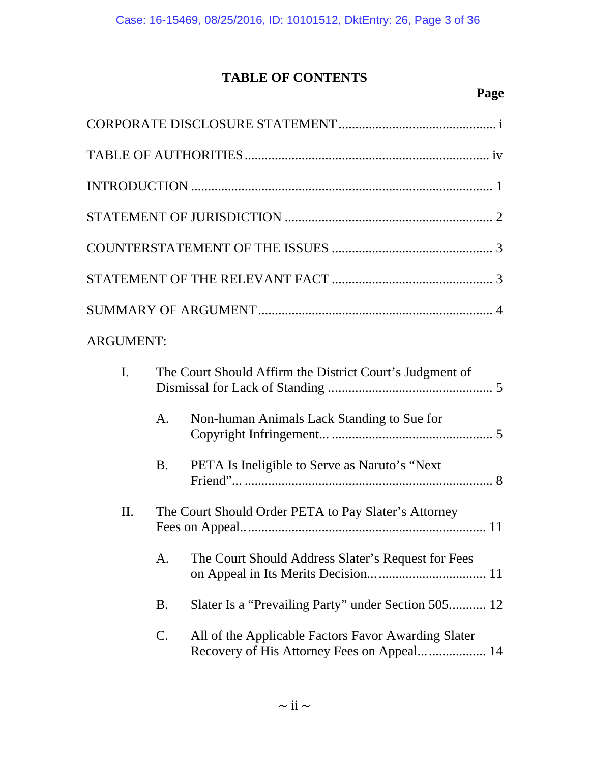# TABLE OF CONTENTS

**Page**

CORPORATE DISCLOSURE STATEMENT .............................................. i

TABLE OF AUTHORITIES ........................................................................ iv

INTRODUCTION ........................................................................................ 1

STATEMENT OF JURISDICTION ............................................................. 2

COUNTERSTATEMENT OF THE ISSUES ................................................ 3

STATEMENT OF THE RELEVANT FACT ................................................ 3

SUMMARY OF ARGUMENT ..................................................................... 4

ARGUMENT:

I. The Court Should Affirm the District Court's Judgment of Dismissal for Lack of Standing ................................................ 5

  A. Non-human Animals Lack Standing to Sue for Copyright Infringement... ................................................ 5

  B. PETA Is Ineligible to Serve as Naruto's "Next Friend"... ......................................................................... 8

II. The Court Should Order PETA to Pay Slater's Attorney Fees on Appeal.. ...................................................................... 11

  A. The Court Should Address Slater's Request for Fees on Appeal in Its Merits Decision... ................................ 11

  B. Slater Is a "Prevailing Party" under Section 505........... 12

  C. All of the Applicable Factors Favor Awarding Slater Recovery of His Attorney Fees on Appeal... ................. 14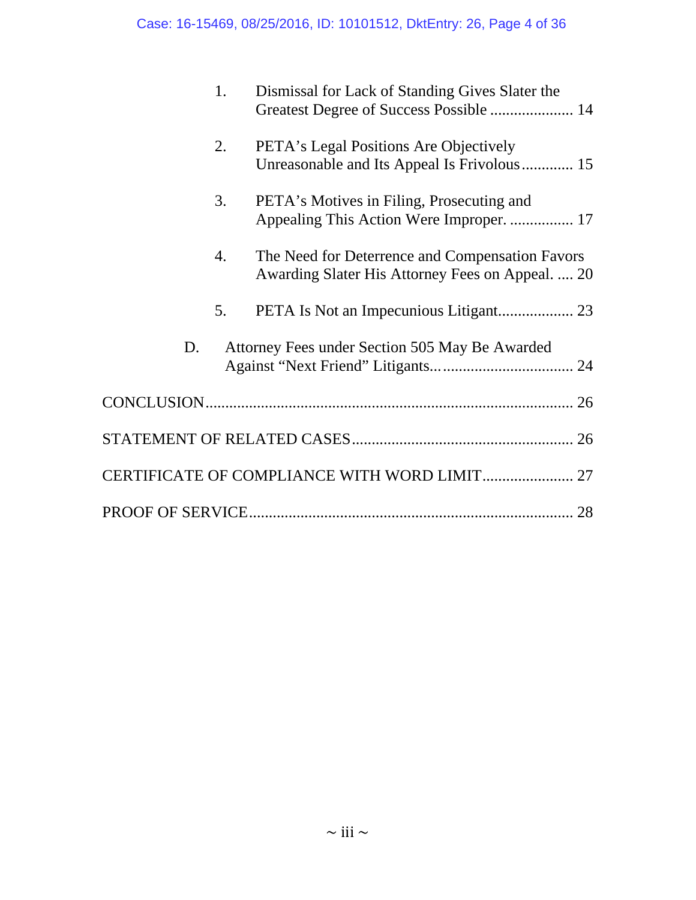1. Dismissal for Lack of Standing Gives Slater the Greatest Degree of Success Possible ..................... 14

2. PETA's Legal Positions Are Objectively Unreasonable and Its Appeal Is Frivolous ............. 15

3. PETA's Motives in Filing, Prosecuting and Appealing This Action Were Improper. ................ 17

4. The Need for Deterrence and Compensation Favors Awarding Slater His Attorney Fees on Appeal. .... 20

5. PETA Is Not an Impecunious Litigant ................... 23

D. Attorney Fees under Section 505 May Be Awarded Against "Next Friend" Litigants... ................................. 24

CONCLUSION ........................................................................................... 26

STATEMENT OF RELATED CASES ....................................................... 26

CERTIFICATE OF COMPLIANCE WITH WORD LIMIT ....................... 27

PROOF OF SERVICE ................................................................................ 28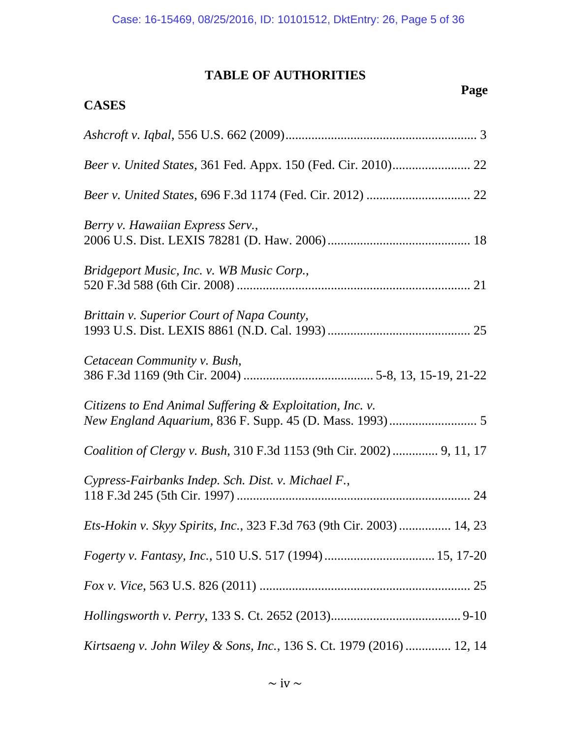# TABLE OF AUTHORITIES

**Page**

**CASES**

*Ashcroft v. Iqbal*, 556 U.S. 662 (2009) ........................................................ 3

*Beer v. United States*, 361 Fed. Appx. 150 (Fed. Cir. 2010) ........................ 22

*Beer v. United States*, 696 F.3d 1174 (Fed. Cir. 2012) ................................ 22

*Berry v. Hawaiian Express Serv.*, 2006 U.S. Dist. LEXIS 78281 (D. Haw. 2006) ............................................ 18

*Bridgeport Music, Inc. v. WB Music Corp.*, 520 F.3d 588 (6th Cir. 2008) ........................................................................ 21

*Brittain v. Superior Court of Napa County*, 1993 U.S. Dist. LEXIS 8861 (N.D. Cal. 1993) ............................................ 25

*Cetacean Community v. Bush*, 386 F.3d 1169 (9th Cir. 2004) ........................................ 5-8, 13, 15-19, 21-22

*Citizens to End Animal Suffering & Exploitation, Inc. v. New England Aquarium*, 836 F. Supp. 45 (D. Mass. 1993) ........................... 5

*Coalition of Clergy v. Bush*, 310 F.3d 1153 (9th Cir. 2002) .............. 9, 11, 17

*Cypress-Fairbanks Indep. Sch. Dist. v. Michael F.*, 118 F.3d 245 (5th Cir. 1997) ........................................................................ 24

*Ets-Hokin v. Skyy Spirits, Inc.*, 323 F.3d 763 (9th Cir. 2003) ................ 14, 23

*Fogerty v. Fantasy, Inc.*, 510 U.S. 517 (1994) .................................. 15, 17-20

*Fox v. Vice*, 563 U.S. 826 (2011) ................................................................ 25

*Hollingsworth v. Perry*, 133 S. Ct. 2652 (2013) ........................................ 9-10

*Kirtsaeng v. John Wiley & Sons, Inc.*, 136 S. Ct. 1979 (2016) .............. 12, 14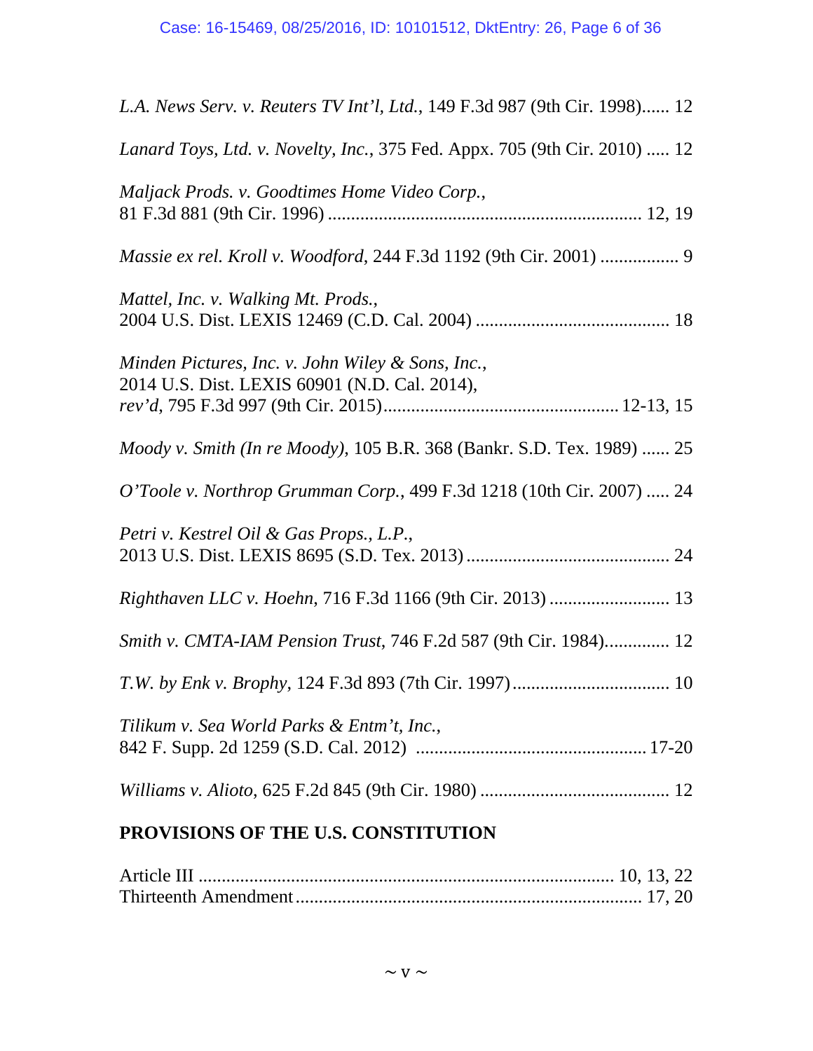*L.A. News Serv. v. Reuters TV Int'l, Ltd.*, 149 F.3d 987 (9th Cir. 1998)...... 12

*Lanard Toys, Ltd. v. Novelty, Inc.*, 375 Fed. Appx. 705 (9th Cir. 2010) ..... 12

*Maljack Prods. v. Goodtimes Home Video Corp.*,
81 F.3d 881 (9th Cir. 1996) .................................................................... 12, 19

*Massie ex rel. Kroll v. Woodford*, 244 F.3d 1192 (9th Cir. 2001) ................. 9

*Mattel, Inc. v. Walking Mt. Prods.*,
2004 U.S. Dist. LEXIS 12469 (C.D. Cal. 2004) .......................................... 18

*Minden Pictures, Inc. v. John Wiley & Sons, Inc.*,
2014 U.S. Dist. LEXIS 60901 (N.D. Cal. 2014),
*rev'd*, 795 F.3d 997 (9th Cir. 2015)................................................... 12-13, 15

*Moody v. Smith (In re Moody)*, 105 B.R. 368 (Bankr. S.D. Tex. 1989) ...... 25

*O'Toole v. Northrop Grumman Corp.*, 499 F.3d 1218 (10th Cir. 2007) ..... 24

*Petri v. Kestrel Oil & Gas Props., L.P.*,
2013 U.S. Dist. LEXIS 8695 (S.D. Tex. 2013)............................................ 24

*Righthaven LLC v. Hoehn*, 716 F.3d 1166 (9th Cir. 2013) .......................... 13

*Smith v. CMTA-IAM Pension Trust*, 746 F.2d 587 (9th Cir. 1984).............. 12

*T.W. by Enk v. Brophy*, 124 F.3d 893 (7th Cir. 1997).................................. 10

*Tilikum v. Sea World Parks & Entm't, Inc.*,
842 F. Supp. 2d 1259 (S.D. Cal. 2012) ................................................. 17-20

*Williams v. Alioto*, 625 F.2d 845 (9th Cir. 1980) ......................................... 12

**PROVISIONS OF THE U.S. CONSTITUTION**

Article III ......................................................................................... 10, 13, 22
Thirteenth Amendment.......................................................................... 17, 20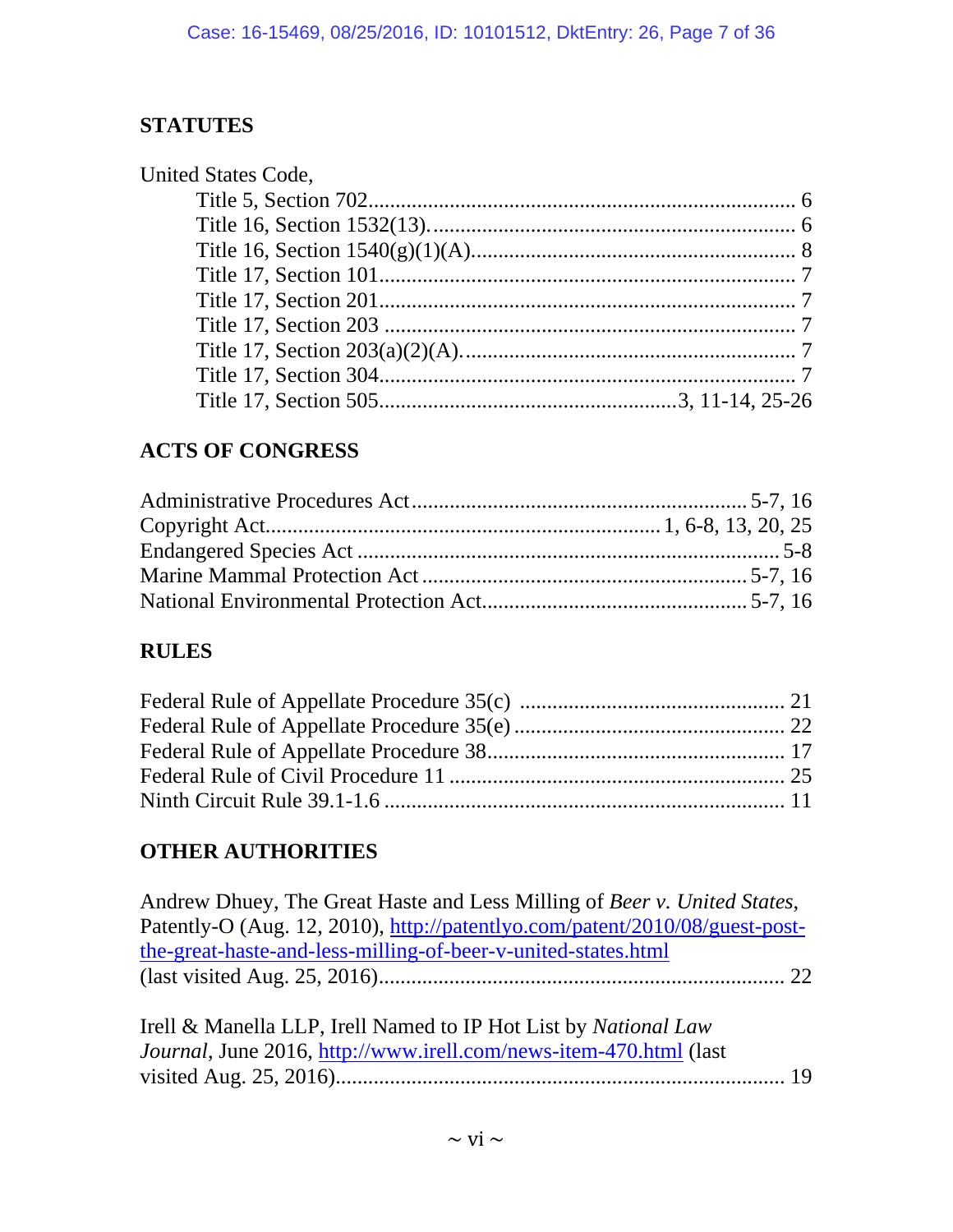## STATUTES

United States Code,

- Title 5, Section 702 .......... 6
- Title 16, Section 1532(13). .......... 6
- Title 16, Section 1540(g)(1)(A) .......... 8
- Title 17, Section 101 .......... 7
- Title 17, Section 201 .......... 7
- Title 17, Section 203 .......... 7
- Title 17, Section 203(a)(2)(A). .......... 7
- Title 17, Section 304 .......... 7
- Title 17, Section 505 .......... 3, 11-14, 25-26

## ACTS OF CONGRESS

Administrative Procedures Act .......... 5-7, 16

Copyright Act .......... 1, 6-8, 13, 20, 25

Endangered Species Act .......... 5-8

Marine Mammal Protection Act .......... 5-7, 16

National Environmental Protection Act .......... 5-7, 16

## RULES

Federal Rule of Appellate Procedure 35(c) .......... 21

Federal Rule of Appellate Procedure 35(e) .......... 22

Federal Rule of Appellate Procedure 38 .......... 17

Federal Rule of Civil Procedure 11 .......... 25

Ninth Circuit Rule 39.1-1.6 .......... 11

## OTHER AUTHORITIES

Andrew Dhuey, The Great Haste and Less Milling of *Beer v. United States*, Patently-O (Aug. 12, 2010), http://patentlyo.com/patent/2010/08/guest-post-the-great-haste-and-less-milling-of-beer-v-united-states.html (last visited Aug. 25, 2016) .......... 22

Irell & Manella LLP, Irell Named to IP Hot List by *National Law Journal*, June 2016, http://www.irell.com/news-item-470.html (last visited Aug. 25, 2016) .......... 19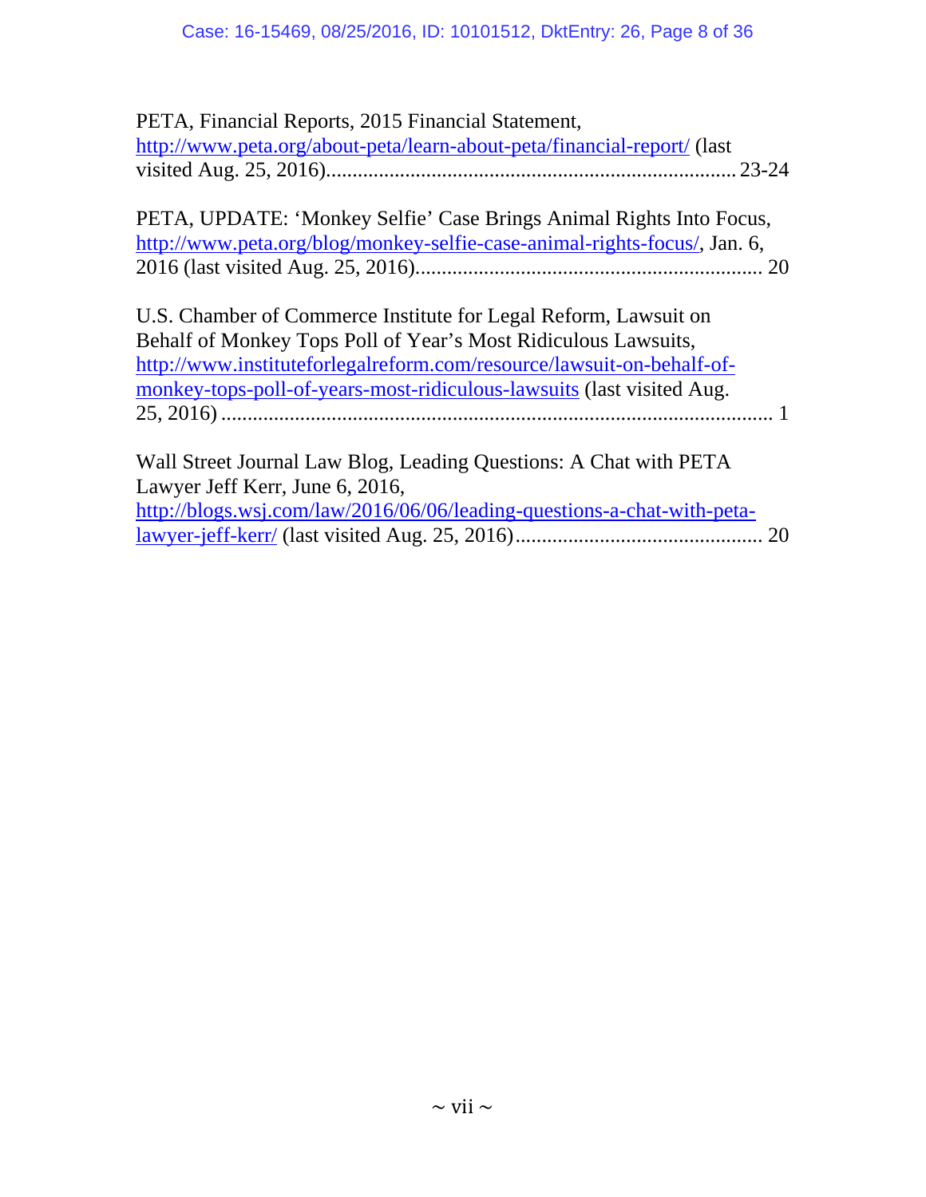PETA, Financial Reports, 2015 Financial Statement, http://www.peta.org/about-peta/learn-about-peta/financial-report/ (last visited Aug. 25, 2016)............................................................................23-24

PETA, UPDATE: 'Monkey Selfie' Case Brings Animal Rights Into Focus, http://www.peta.org/blog/monkey-selfie-case-animal-rights-focus/, Jan. 6, 2016 (last visited Aug. 25, 2016)................................................................ 20

U.S. Chamber of Commerce Institute for Legal Reform, Lawsuit on Behalf of Monkey Tops Poll of Year's Most Ridiculous Lawsuits, http://www.instituteforlegalreform.com/resource/lawsuit-on-behalf-of-monkey-tops-poll-of-years-most-ridiculous-lawsuits (last visited Aug. 25, 2016) ....................................................................................................... 1

Wall Street Journal Law Blog, Leading Questions: A Chat with PETA Lawyer Jeff Kerr, June 6, 2016, http://blogs.wsj.com/law/2016/06/06/leading-questions-a-chat-with-peta-lawyer-jeff-kerr/ (last visited Aug. 25, 2016).............................................. 20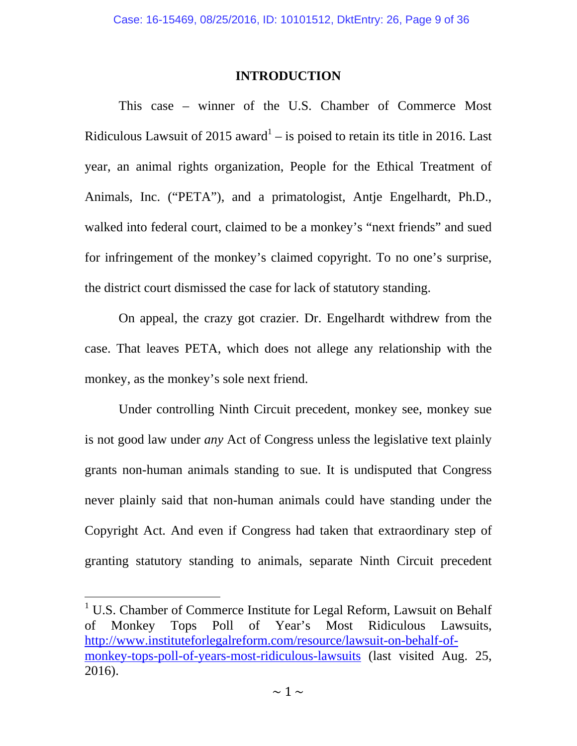## INTRODUCTION

This case – winner of the U.S. Chamber of Commerce Most Ridiculous Lawsuit of 2015 award[1] – is poised to retain its title in 2016. Last year, an animal rights organization, People for the Ethical Treatment of Animals, Inc. ("PETA"), and a primatologist, Antje Engelhardt, Ph.D., walked into federal court, claimed to be a monkey's "next friends" and sued for infringement of the monkey's claimed copyright. To no one's surprise, the district court dismissed the case for lack of statutory standing.

On appeal, the crazy got crazier. Dr. Engelhardt withdrew from the case. That leaves PETA, which does not allege any relationship with the monkey, as the monkey's sole next friend.

Under controlling Ninth Circuit precedent, monkey see, monkey sue is not good law under *any* Act of Congress unless the legislative text plainly grants non-human animals standing to sue. It is undisputed that Congress never plainly said that non-human animals could have standing under the Copyright Act. And even if Congress had taken that extraordinary step of granting statutory standing to animals, separate Ninth Circuit precedent

---

[1] U.S. Chamber of Commerce Institute for Legal Reform, Lawsuit on Behalf of Monkey Tops Poll of Year's Most Ridiculous Lawsuits, [http://www.instituteforlegalreform.com/resource/lawsuit-on-behalf-of-monkey-tops-poll-of-years-most-ridiculous-lawsuits](http://www.instituteforlegalreform.com/resource/lawsuit-on-behalf-of-monkey-tops-poll-of-years-most-ridiculous-lawsuits) (last visited Aug. 25, 2016).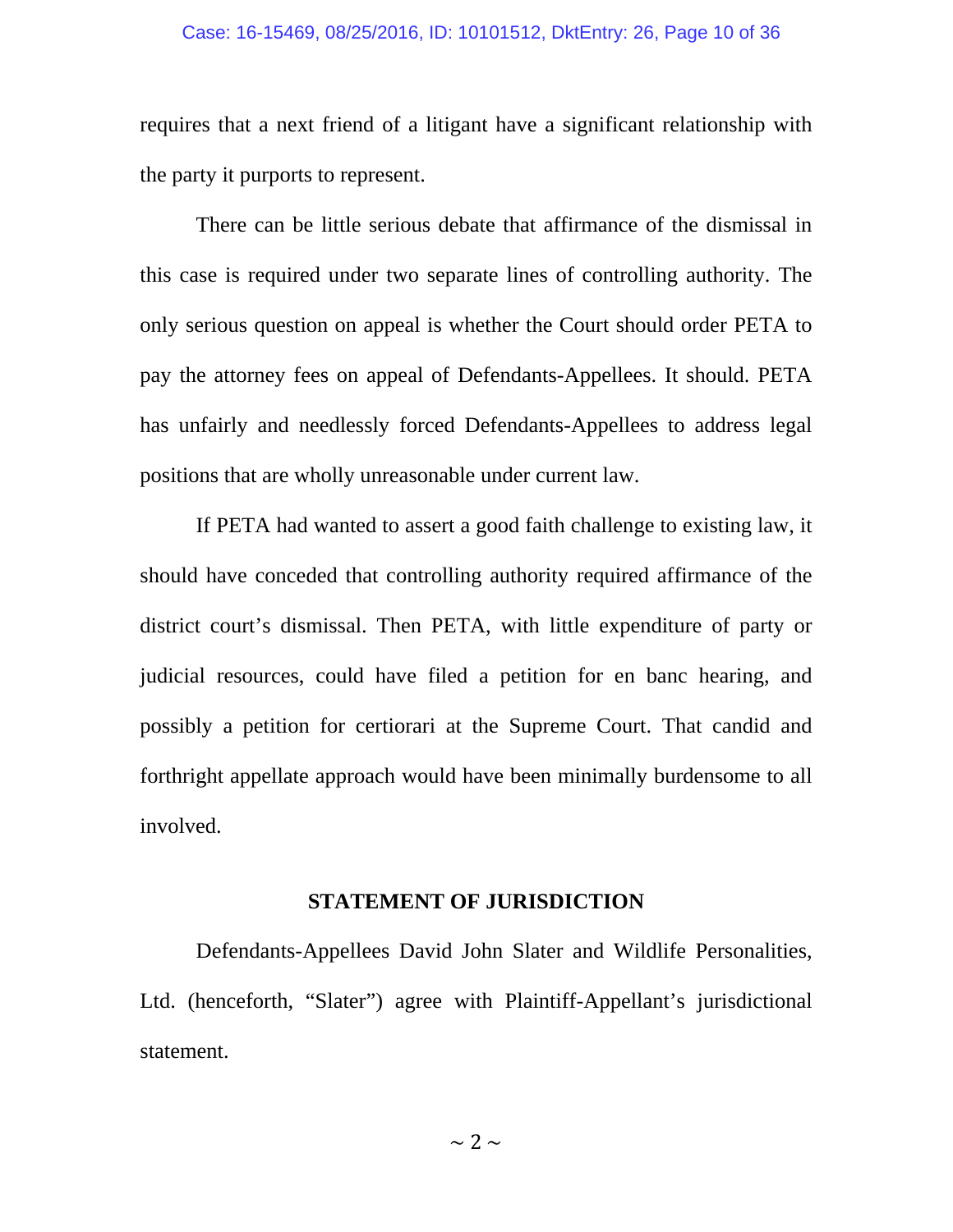requires that a next friend of a litigant have a significant relationship with the party it purports to represent.

There can be little serious debate that affirmance of the dismissal in this case is required under two separate lines of controlling authority. The only serious question on appeal is whether the Court should order PETA to pay the attorney fees on appeal of Defendants-Appellees. It should. PETA has unfairly and needlessly forced Defendants-Appellees to address legal positions that are wholly unreasonable under current law.

If PETA had wanted to assert a good faith challenge to existing law, it should have conceded that controlling authority required affirmance of the district court's dismissal. Then PETA, with little expenditure of party or judicial resources, could have filed a petition for en banc hearing, and possibly a petition for certiorari at the Supreme Court. That candid and forthright appellate approach would have been minimally burdensome to all involved.

## STATEMENT OF JURISDICTION

Defendants-Appellees David John Slater and Wildlife Personalities, Ltd. (henceforth, "Slater") agree with Plaintiff-Appellant's jurisdictional statement.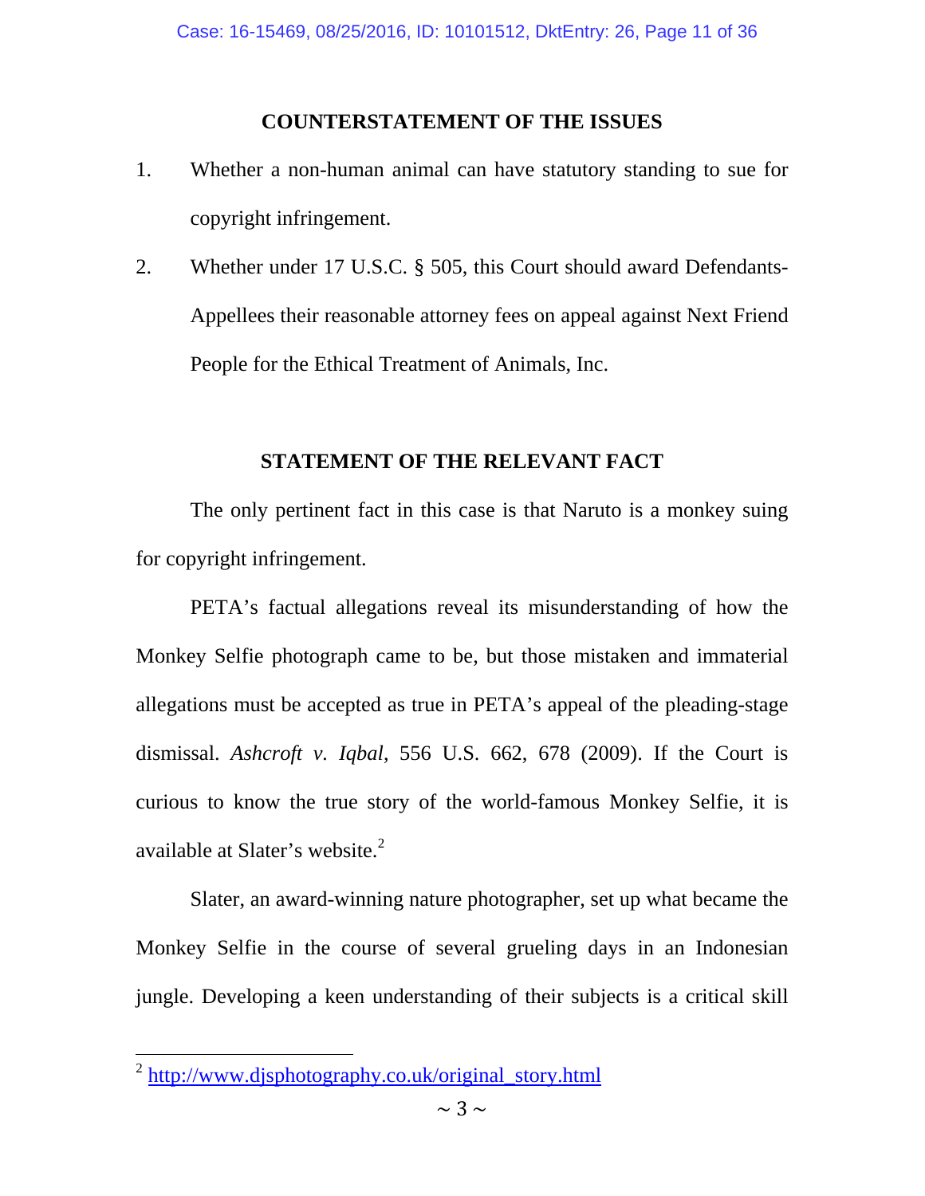## COUNTERSTATEMENT OF THE ISSUES

1. Whether a non-human animal can have statutory standing to sue for copyright infringement.

2. Whether under 17 U.S.C. § 505, this Court should award Defendants-Appellees their reasonable attorney fees on appeal against Next Friend People for the Ethical Treatment of Animals, Inc.

## STATEMENT OF THE RELEVANT FACT

The only pertinent fact in this case is that Naruto is a monkey suing for copyright infringement.

PETA's factual allegations reveal its misunderstanding of how the Monkey Selfie photograph came to be, but those mistaken and immaterial allegations must be accepted as true in PETA's appeal of the pleading-stage dismissal. *Ashcroft v. Iqbal*, 556 U.S. 662, 678 (2009). If the Court is curious to know the true story of the world-famous Monkey Selfie, it is available at Slater's website.[2]

Slater, an award-winning nature photographer, set up what became the Monkey Selfie in the course of several grueling days in an Indonesian jungle. Developing a keen understanding of their subjects is a critical skill

[2] http://www.djsphotography.co.uk/original_story.html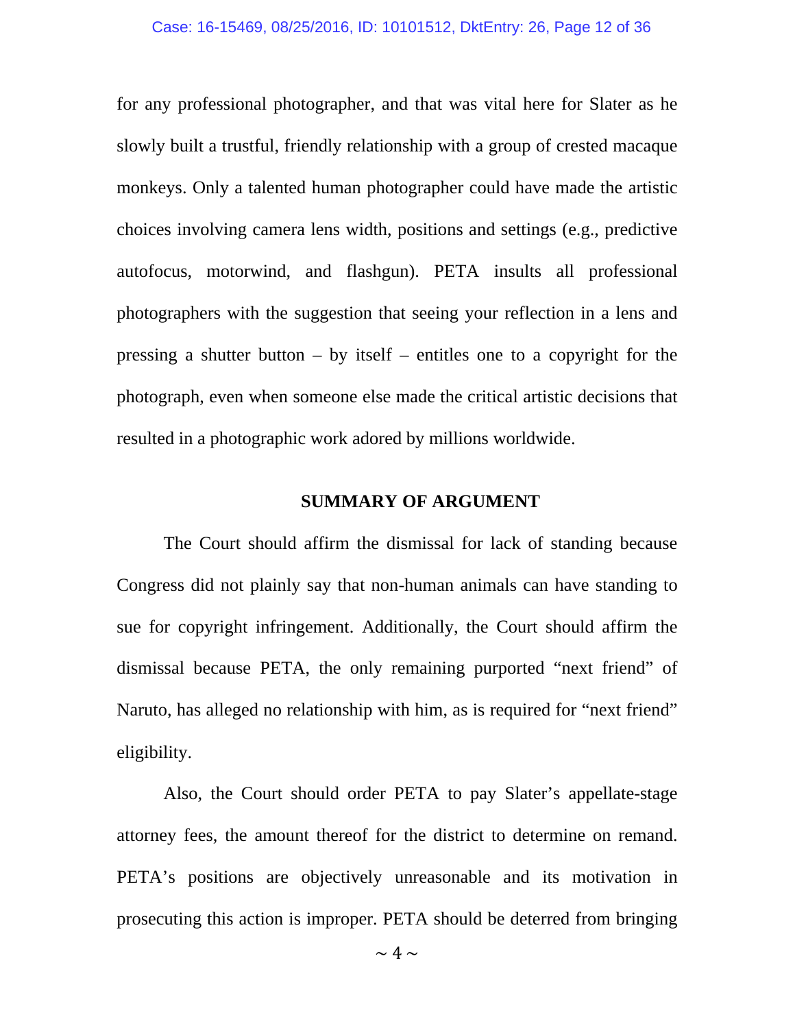for any professional photographer, and that was vital here for Slater as he slowly built a trustful, friendly relationship with a group of crested macaque monkeys. Only a talented human photographer could have made the artistic choices involving camera lens width, positions and settings (e.g., predictive autofocus, motorwind, and flashgun). PETA insults all professional photographers with the suggestion that seeing your reflection in a lens and pressing a shutter button – by itself – entitles one to a copyright for the photograph, even when someone else made the critical artistic decisions that resulted in a photographic work adored by millions worldwide.

## SUMMARY OF ARGUMENT

The Court should affirm the dismissal for lack of standing because Congress did not plainly say that non-human animals can have standing to sue for copyright infringement. Additionally, the Court should affirm the dismissal because PETA, the only remaining purported "next friend" of Naruto, has alleged no relationship with him, as is required for "next friend" eligibility.

Also, the Court should order PETA to pay Slater's appellate-stage attorney fees, the amount thereof for the district to determine on remand. PETA's positions are objectively unreasonable and its motivation in prosecuting this action is improper. PETA should be deterred from bringing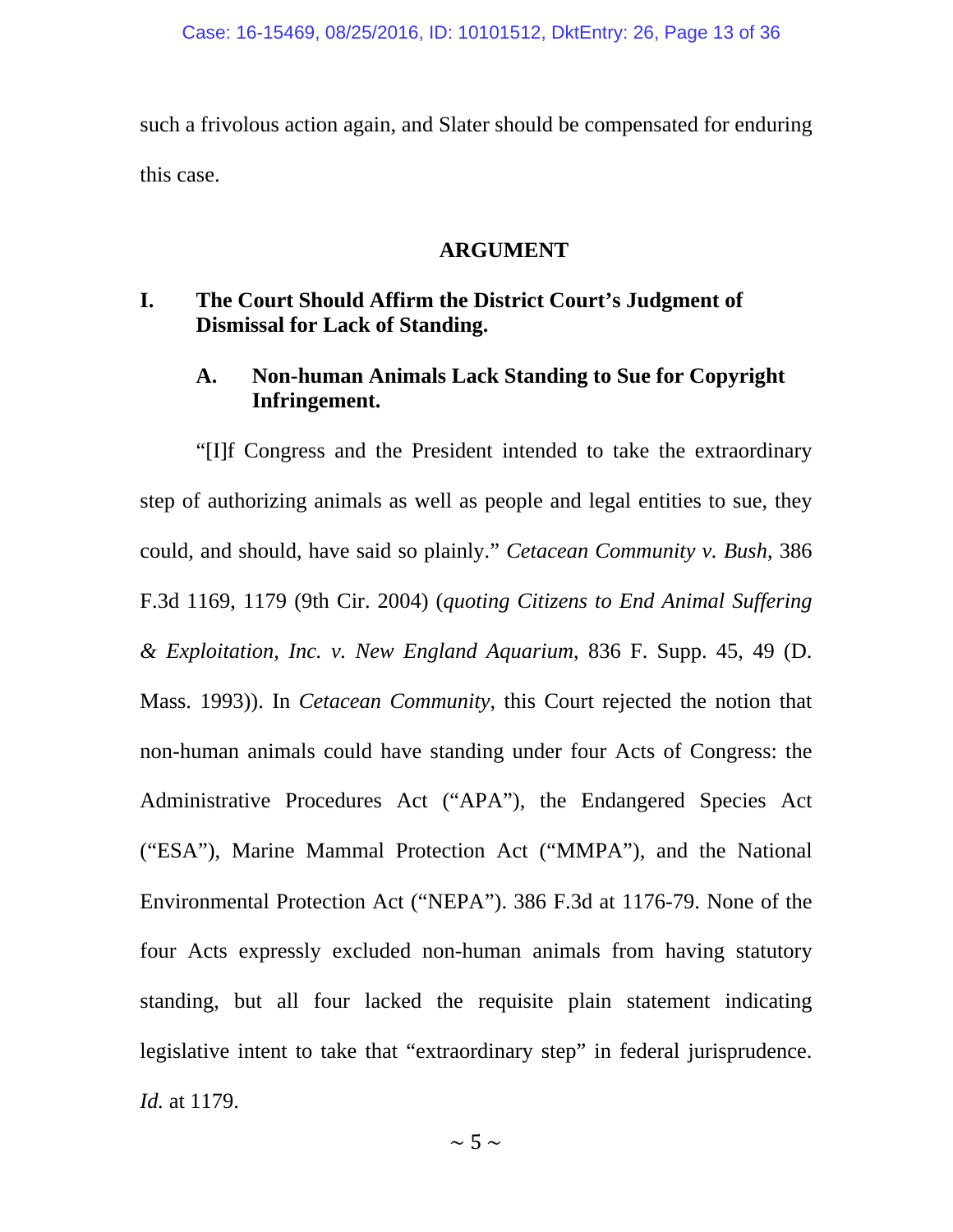such a frivolous action again, and Slater should be compensated for enduring this case.

## ARGUMENT

### I. The Court Should Affirm the District Court's Judgment of Dismissal for Lack of Standing.

#### A. Non-human Animals Lack Standing to Sue for Copyright Infringement.

"[I]f Congress and the President intended to take the extraordinary step of authorizing animals as well as people and legal entities to sue, they could, and should, have said so plainly." *Cetacean Community v. Bush*, 386 F.3d 1169, 1179 (9th Cir. 2004) (*quoting Citizens to End Animal Suffering & Exploitation, Inc. v. New England Aquarium*, 836 F. Supp. 45, 49 (D. Mass. 1993)). In *Cetacean Community*, this Court rejected the notion that non-human animals could have standing under four Acts of Congress: the Administrative Procedures Act ("APA"), the Endangered Species Act ("ESA"), Marine Mammal Protection Act ("MMPA"), and the National Environmental Protection Act ("NEPA"). 386 F.3d at 1176-79. None of the four Acts expressly excluded non-human animals from having statutory standing, but all four lacked the requisite plain statement indicating legislative intent to take that "extraordinary step" in federal jurisprudence. *Id.* at 1179.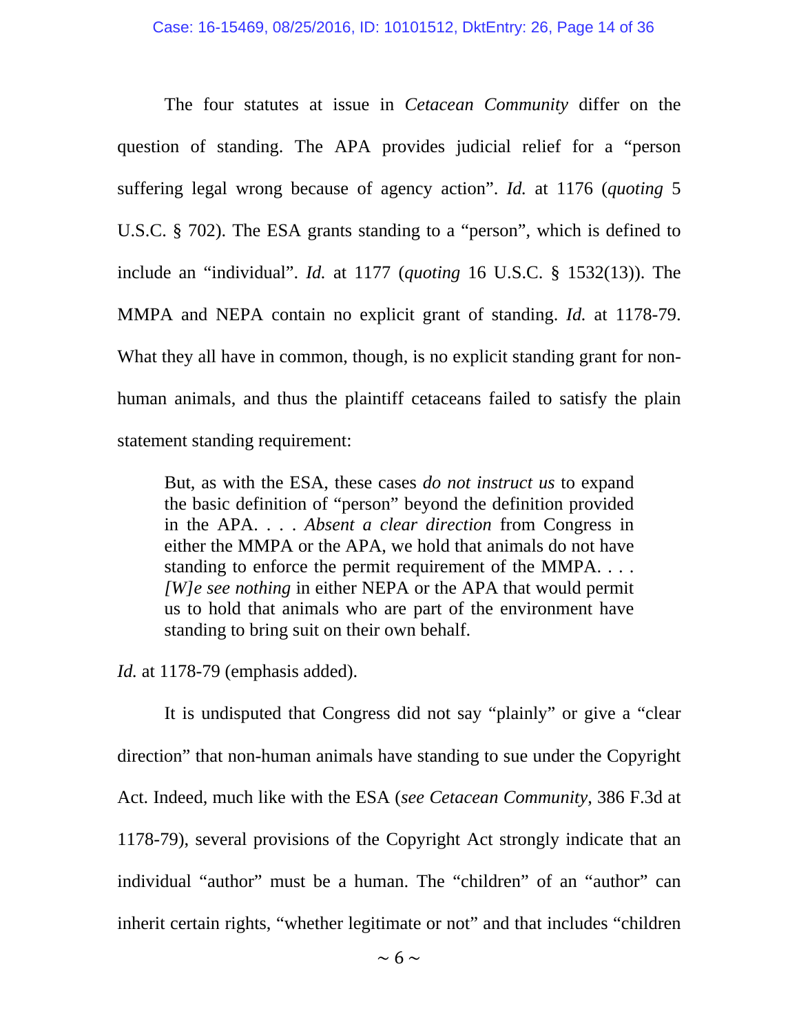The four statutes at issue in *Cetacean Community* differ on the question of standing. The APA provides judicial relief for a "person suffering legal wrong because of agency action". *Id.* at 1176 (*quoting* 5 U.S.C. § 702). The ESA grants standing to a "person", which is defined to include an "individual". *Id.* at 1177 (*quoting* 16 U.S.C. § 1532(13)). The MMPA and NEPA contain no explicit grant of standing. *Id.* at 1178-79. What they all have in common, though, is no explicit standing grant for non-human animals, and thus the plaintiff cetaceans failed to satisfy the plain statement standing requirement:

> But, as with the ESA, these cases *do not instruct us* to expand the basic definition of "person" beyond the definition provided in the APA. . . . *Absent a clear direction* from Congress in either the MMPA or the APA, we hold that animals do not have standing to enforce the permit requirement of the MMPA. . . . *[W]e see nothing* in either NEPA or the APA that would permit us to hold that animals who are part of the environment have standing to bring suit on their own behalf.

*Id.* at 1178-79 (emphasis added).

It is undisputed that Congress did not say "plainly" or give a "clear direction" that non-human animals have standing to sue under the Copyright Act. Indeed, much like with the ESA (*see Cetacean Community*, 386 F.3d at 1178-79), several provisions of the Copyright Act strongly indicate that an individual "author" must be a human. The "children" of an "author" can inherit certain rights, "whether legitimate or not" and that includes "children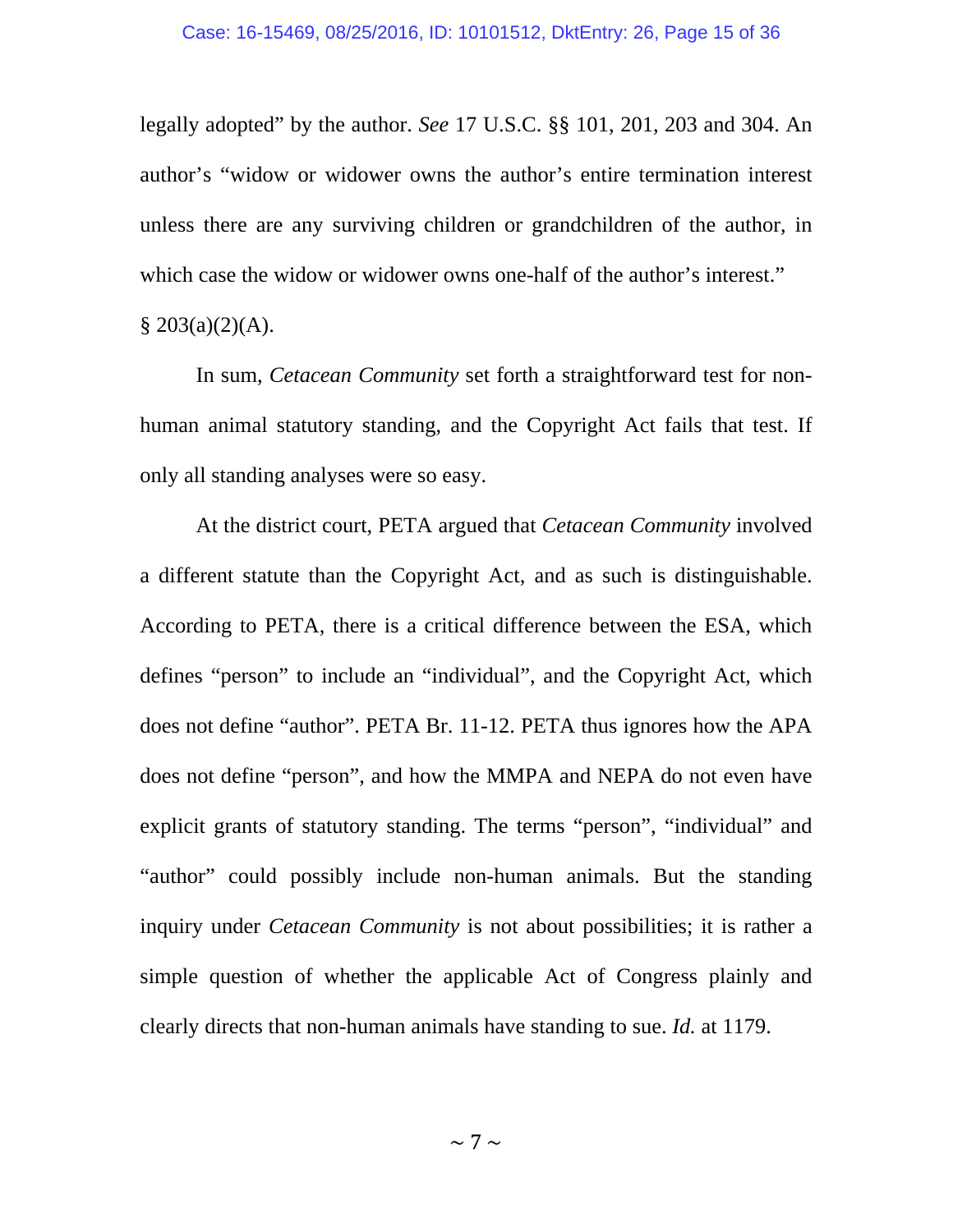legally adopted" by the author. *See* 17 U.S.C. §§ 101, 201, 203 and 304. An author's "widow or widower owns the author's entire termination interest unless there are any surviving children or grandchildren of the author, in which case the widow or widower owns one-half of the author's interest." § 203(a)(2)(A).

In sum, *Cetacean Community* set forth a straightforward test for non-human animal statutory standing, and the Copyright Act fails that test. If only all standing analyses were so easy.

At the district court, PETA argued that *Cetacean Community* involved a different statute than the Copyright Act, and as such is distinguishable. According to PETA, there is a critical difference between the ESA, which defines "person" to include an "individual", and the Copyright Act, which does not define "author". PETA Br. 11-12. PETA thus ignores how the APA does not define "person", and how the MMPA and NEPA do not even have explicit grants of statutory standing. The terms "person", "individual" and "author" could possibly include non-human animals. But the standing inquiry under *Cetacean Community* is not about possibilities; it is rather a simple question of whether the applicable Act of Congress plainly and clearly directs that non-human animals have standing to sue. *Id.* at 1179.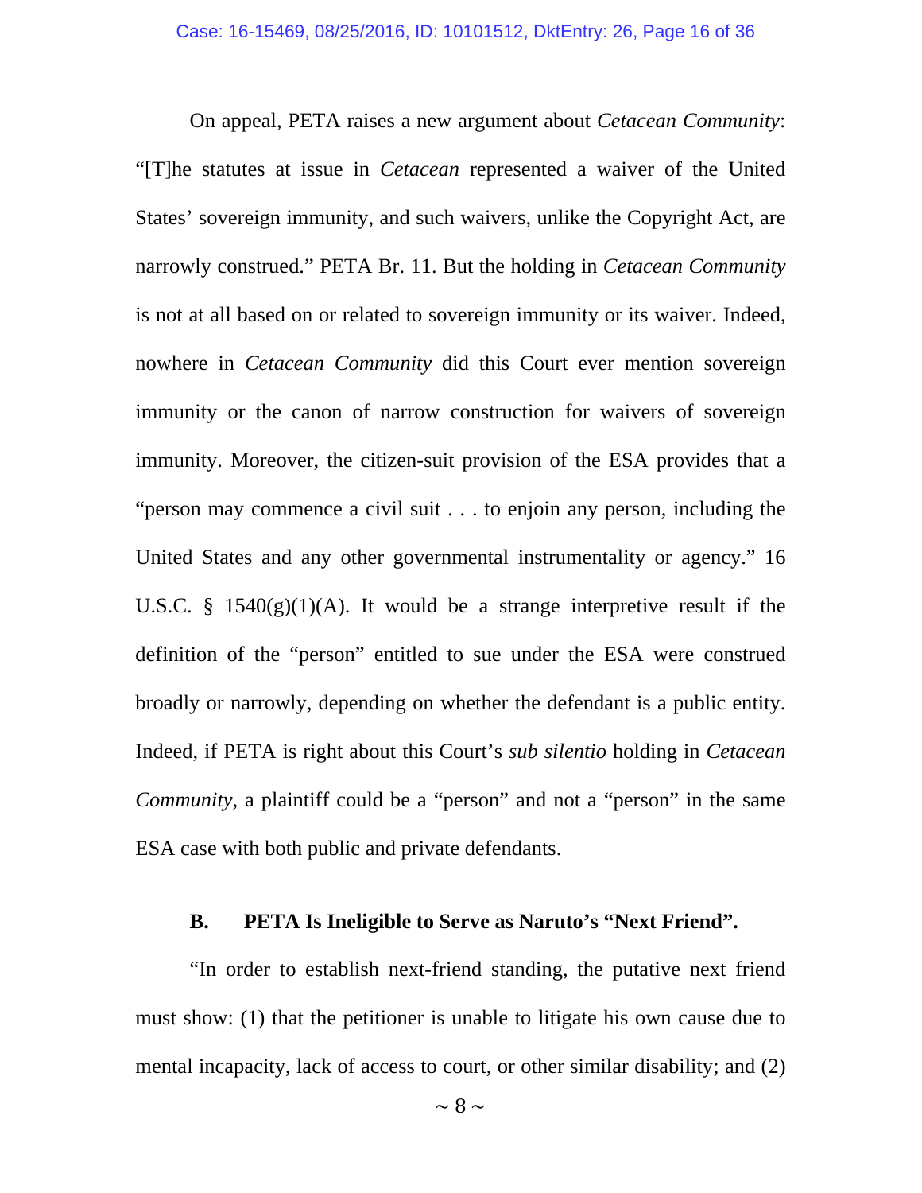On appeal, PETA raises a new argument about *Cetacean Community*: "[T]he statutes at issue in *Cetacean* represented a waiver of the United States' sovereign immunity, and such waivers, unlike the Copyright Act, are narrowly construed." PETA Br. 11. But the holding in *Cetacean Community* is not at all based on or related to sovereign immunity or its waiver. Indeed, nowhere in *Cetacean Community* did this Court ever mention sovereign immunity or the canon of narrow construction for waivers of sovereign immunity. Moreover, the citizen-suit provision of the ESA provides that a "person may commence a civil suit . . . to enjoin any person, including the United States and any other governmental instrumentality or agency." 16 U.S.C. § 1540(g)(1)(A). It would be a strange interpretive result if the definition of the "person" entitled to sue under the ESA were construed broadly or narrowly, depending on whether the defendant is a public entity. Indeed, if PETA is right about this Court's *sub silentio* holding in *Cetacean Community*, a plaintiff could be a "person" and not a "person" in the same ESA case with both public and private defendants.

### B. PETA Is Ineligible to Serve as Naruto's "Next Friend".

"In order to establish next-friend standing, the putative next friend must show: (1) that the petitioner is unable to litigate his own cause due to mental incapacity, lack of access to court, or other similar disability; and (2)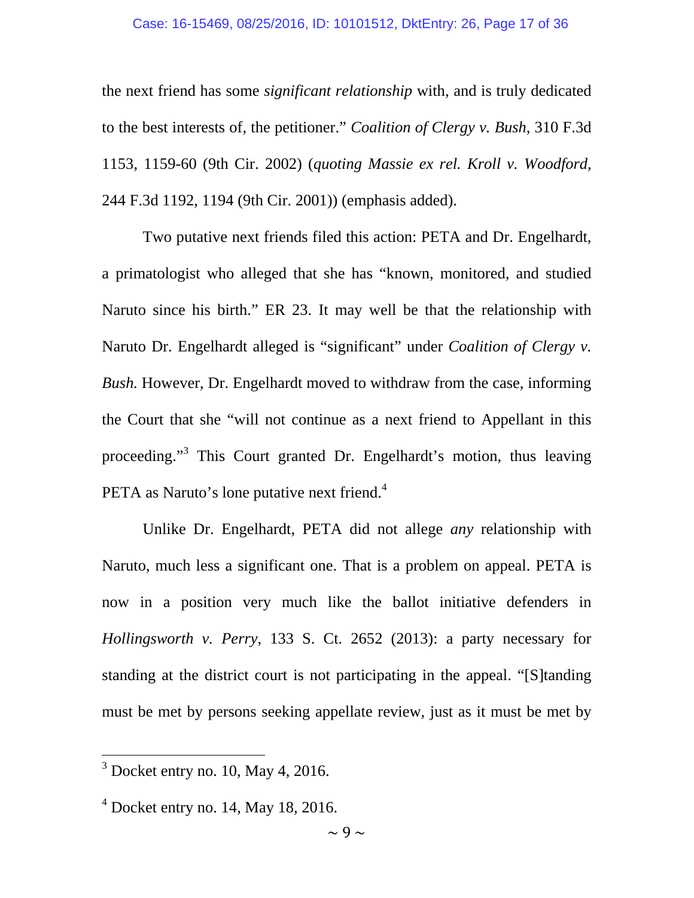the next friend has some *significant relationship* with, and is truly dedicated to the best interests of, the petitioner." *Coalition of Clergy v. Bush*, 310 F.3d 1153, 1159-60 (9th Cir. 2002) (*quoting Massie ex rel. Kroll v. Woodford*, 244 F.3d 1192, 1194 (9th Cir. 2001)) (emphasis added).

Two putative next friends filed this action: PETA and Dr. Engelhardt, a primatologist who alleged that she has "known, monitored, and studied Naruto since his birth." ER 23. It may well be that the relationship with Naruto Dr. Engelhardt alleged is "significant" under *Coalition of Clergy v. Bush.* However, Dr. Engelhardt moved to withdraw from the case, informing the Court that she "will not continue as a next friend to Appellant in this proceeding."[3] This Court granted Dr. Engelhardt's motion, thus leaving PETA as Naruto's lone putative next friend.[4]

Unlike Dr. Engelhardt, PETA did not allege *any* relationship with Naruto, much less a significant one. That is a problem on appeal. PETA is now in a position very much like the ballot initiative defenders in *Hollingsworth v. Perry*, 133 S. Ct. 2652 (2013): a party necessary for standing at the district court is not participating in the appeal. "[S]tanding must be met by persons seeking appellate review, just as it must be met by

---

[3] Docket entry no. 10, May 4, 2016.

[4] Docket entry no. 14, May 18, 2016.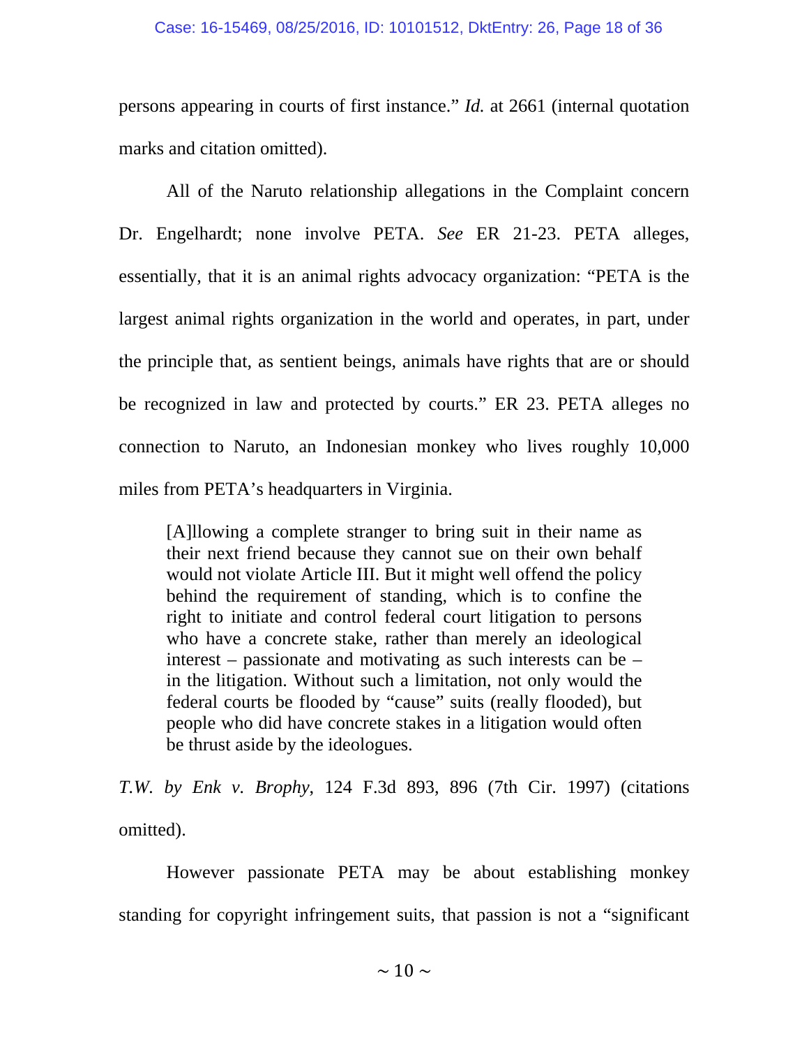persons appearing in courts of first instance." *Id.* at 2661 (internal quotation marks and citation omitted).

All of the Naruto relationship allegations in the Complaint concern Dr. Engelhardt; none involve PETA. *See* ER 21-23. PETA alleges, essentially, that it is an animal rights advocacy organization: "PETA is the largest animal rights organization in the world and operates, in part, under the principle that, as sentient beings, animals have rights that are or should be recognized in law and protected by courts." ER 23. PETA alleges no connection to Naruto, an Indonesian monkey who lives roughly 10,000 miles from PETA's headquarters in Virginia.

> [A]llowing a complete stranger to bring suit in their name as their next friend because they cannot sue on their own behalf would not violate Article III. But it might well offend the policy behind the requirement of standing, which is to confine the right to initiate and control federal court litigation to persons who have a concrete stake, rather than merely an ideological interest – passionate and motivating as such interests can be – in the litigation. Without such a limitation, not only would the federal courts be flooded by "cause" suits (really flooded), but people who did have concrete stakes in a litigation would often be thrust aside by the ideologues.

*T.W. by Enk v. Brophy*, 124 F.3d 893, 896 (7th Cir. 1997) (citations omitted).

However passionate PETA may be about establishing monkey standing for copyright infringement suits, that passion is not a "significant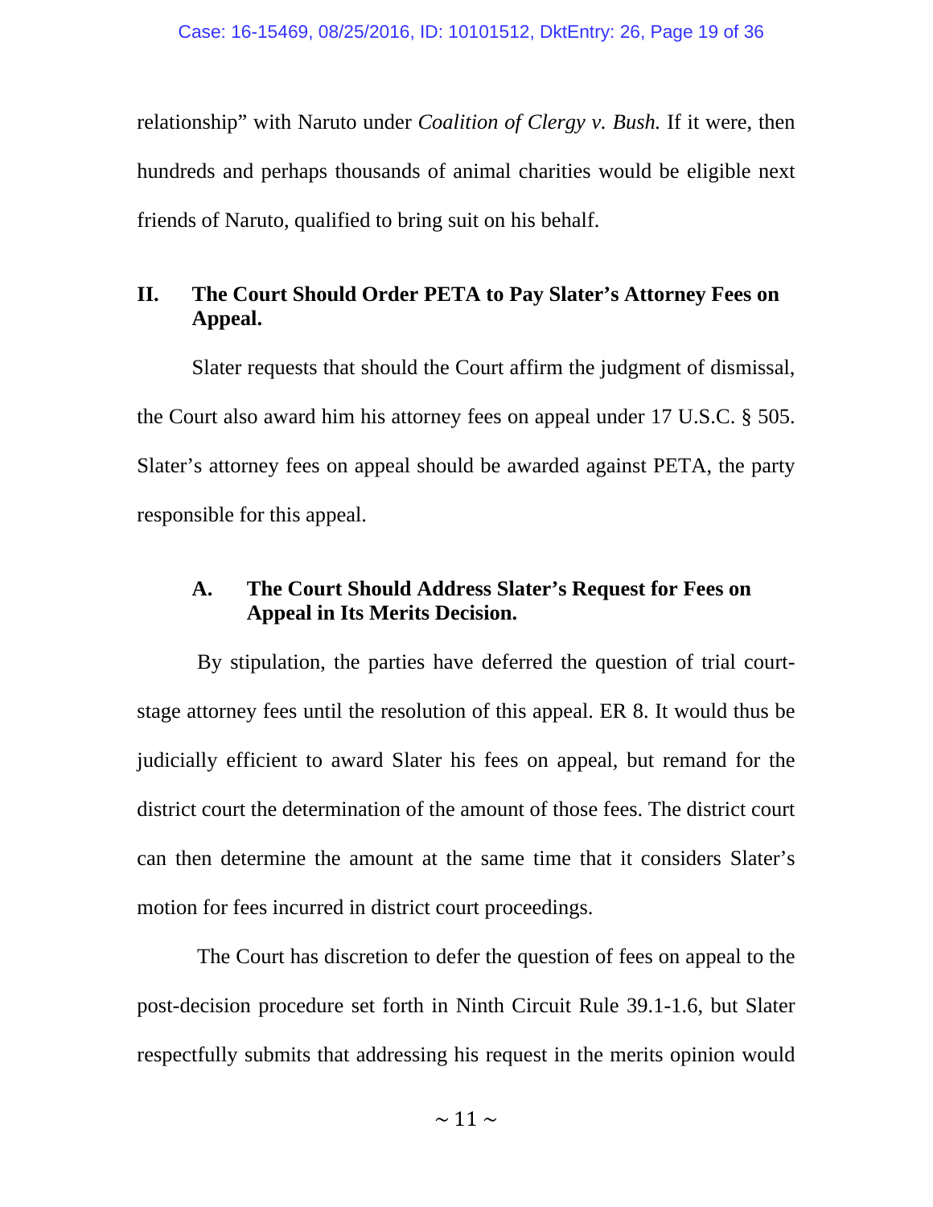relationship" with Naruto under *Coalition of Clergy v. Bush.* If it were, then hundreds and perhaps thousands of animal charities would be eligible next friends of Naruto, qualified to bring suit on his behalf.

## II. The Court Should Order PETA to Pay Slater's Attorney Fees on Appeal.

Slater requests that should the Court affirm the judgment of dismissal, the Court also award him his attorney fees on appeal under 17 U.S.C. § 505. Slater's attorney fees on appeal should be awarded against PETA, the party responsible for this appeal.

### A. The Court Should Address Slater's Request for Fees on Appeal in Its Merits Decision.

By stipulation, the parties have deferred the question of trial court-stage attorney fees until the resolution of this appeal. ER 8. It would thus be judicially efficient to award Slater his fees on appeal, but remand for the district court the determination of the amount of those fees. The district court can then determine the amount at the same time that it considers Slater's motion for fees incurred in district court proceedings.

The Court has discretion to defer the question of fees on appeal to the post-decision procedure set forth in Ninth Circuit Rule 39.1-1.6, but Slater respectfully submits that addressing his request in the merits opinion would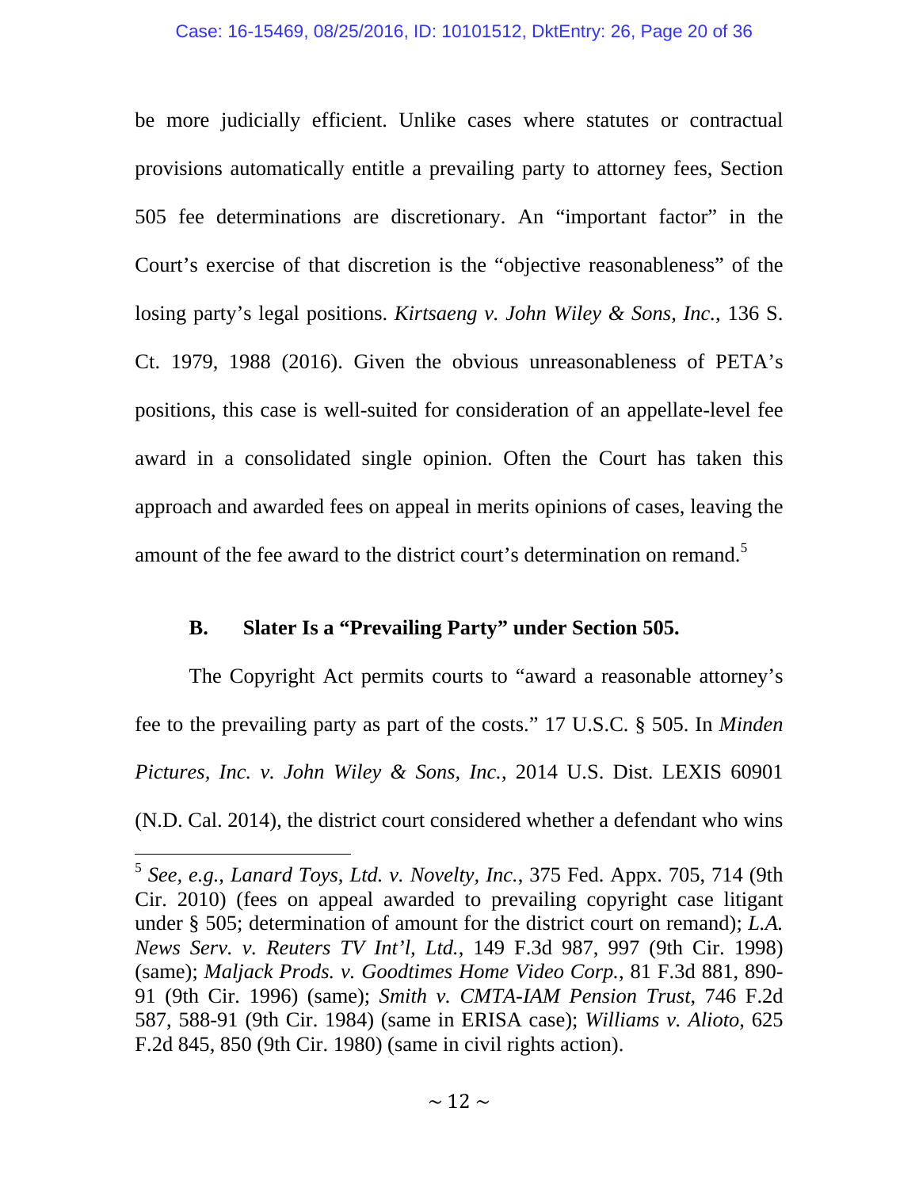be more judicially efficient. Unlike cases where statutes or contractual provisions automatically entitle a prevailing party to attorney fees, Section 505 fee determinations are discretionary. An "important factor" in the Court's exercise of that discretion is the "objective reasonableness" of the losing party's legal positions. *Kirtsaeng v. John Wiley & Sons, Inc.*, 136 S. Ct. 1979, 1988 (2016). Given the obvious unreasonableness of PETA's positions, this case is well-suited for consideration of an appellate-level fee award in a consolidated single opinion. Often the Court has taken this approach and awarded fees on appeal in merits opinions of cases, leaving the amount of the fee award to the district court's determination on remand.[5]

### B. Slater Is a "Prevailing Party" under Section 505.

The Copyright Act permits courts to "award a reasonable attorney's fee to the prevailing party as part of the costs." 17 U.S.C. § 505. In *Minden Pictures, Inc. v. John Wiley & Sons, Inc.*, 2014 U.S. Dist. LEXIS 60901 (N.D. Cal. 2014), the district court considered whether a defendant who wins

---

[5] *See, e.g.*, *Lanard Toys, Ltd. v. Novelty, Inc.*, 375 Fed. Appx. 705, 714 (9th Cir. 2010) (fees on appeal awarded to prevailing copyright case litigant under § 505; determination of amount for the district court on remand); *L.A. News Serv. v. Reuters TV Int'l, Ltd.*, 149 F.3d 987, 997 (9th Cir. 1998) (same); *Maljack Prods. v. Goodtimes Home Video Corp.*, 81 F.3d 881, 890-91 (9th Cir. 1996) (same); *Smith v. CMTA-IAM Pension Trust*, 746 F.2d 587, 588-91 (9th Cir. 1984) (same in ERISA case); *Williams v. Alioto*, 625 F.2d 845, 850 (9th Cir. 1980) (same in civil rights action).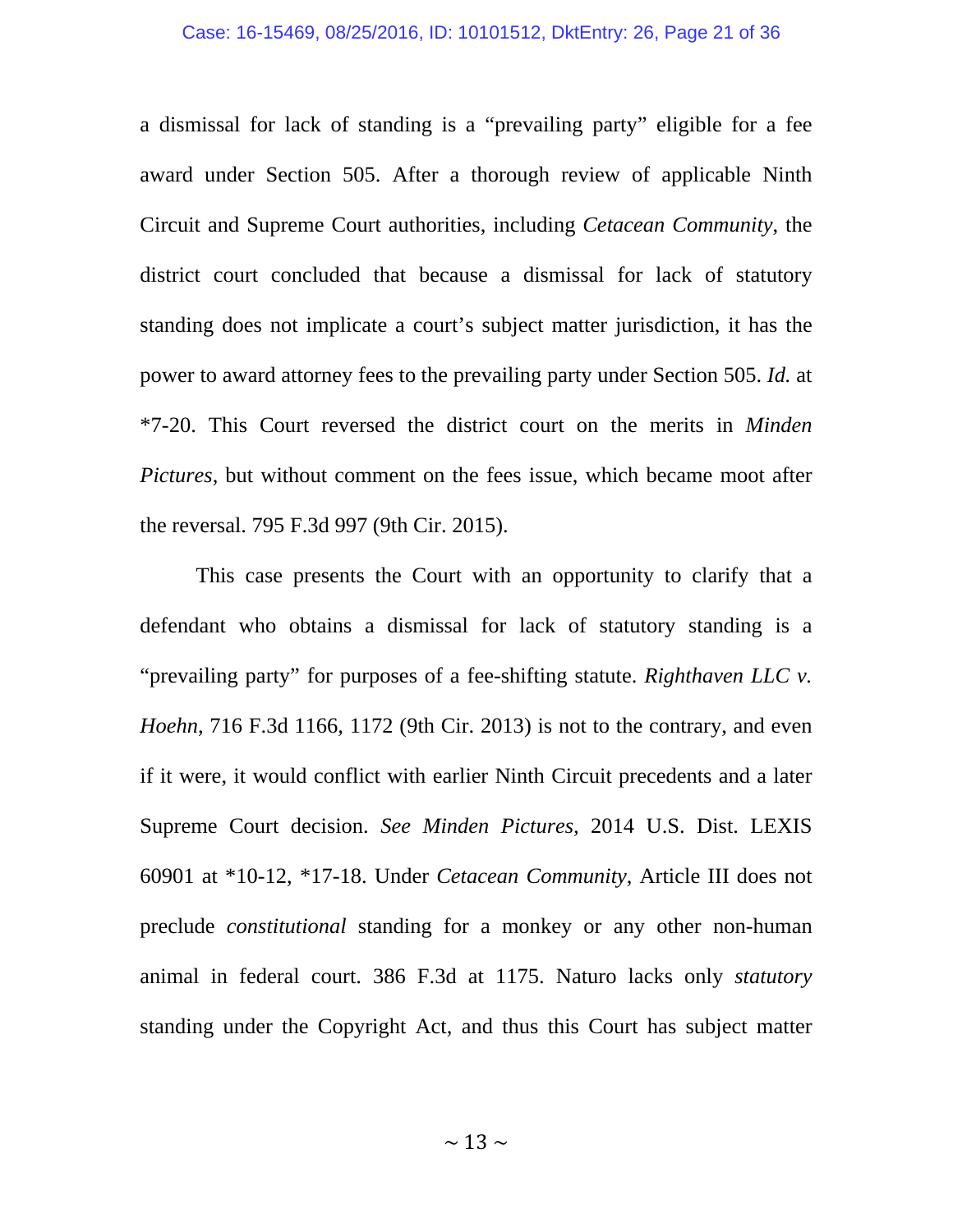a dismissal for lack of standing is a "prevailing party" eligible for a fee award under Section 505. After a thorough review of applicable Ninth Circuit and Supreme Court authorities, including *Cetacean Community*, the district court concluded that because a dismissal for lack of statutory standing does not implicate a court's subject matter jurisdiction, it has the power to award attorney fees to the prevailing party under Section 505. *Id.* at *7-20. This Court reversed the district court on the merits in *Minden Pictures*, but without comment on the fees issue, which became moot after the reversal. 795 F.3d 997 (9th Cir. 2015).

This case presents the Court with an opportunity to clarify that a defendant who obtains a dismissal for lack of statutory standing is a "prevailing party" for purposes of a fee-shifting statute. *Righthaven LLC v. Hoehn*, 716 F.3d 1166, 1172 (9th Cir. 2013) is not to the contrary, and even if it were, it would conflict with earlier Ninth Circuit precedents and a later Supreme Court decision. *See Minden Pictures*, 2014 U.S. Dist. LEXIS 60901 at *10-12, *17-18. Under *Cetacean Community*, Article III does not preclude *constitutional* standing for a monkey or any other non-human animal in federal court. 386 F.3d at 1175. Naturo lacks only *statutory* standing under the Copyright Act, and thus this Court has subject matter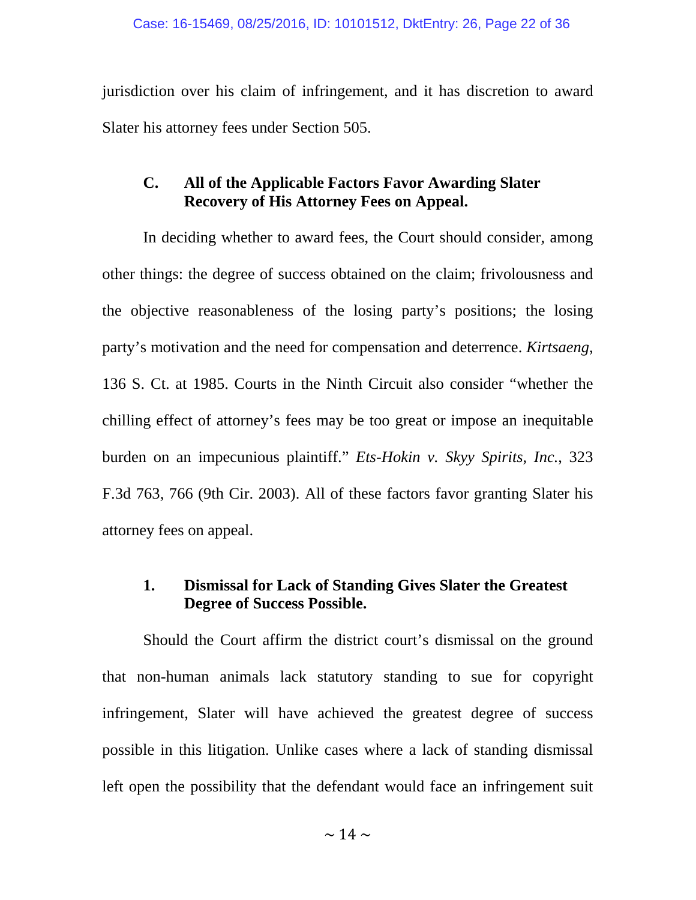jurisdiction over his claim of infringement, and it has discretion to award Slater his attorney fees under Section 505.

### C. All of the Applicable Factors Favor Awarding Slater Recovery of His Attorney Fees on Appeal.

In deciding whether to award fees, the Court should consider, among other things: the degree of success obtained on the claim; frivolousness and the objective reasonableness of the losing party's positions; the losing party's motivation and the need for compensation and deterrence. *Kirtsaeng*, 136 S. Ct. at 1985. Courts in the Ninth Circuit also consider "whether the chilling effect of attorney's fees may be too great or impose an inequitable burden on an impecunious plaintiff." *Ets-Hokin v. Skyy Spirits, Inc.*, 323 F.3d 763, 766 (9th Cir. 2003). All of these factors favor granting Slater his attorney fees on appeal.

#### 1. Dismissal for Lack of Standing Gives Slater the Greatest Degree of Success Possible.

Should the Court affirm the district court's dismissal on the ground that non-human animals lack statutory standing to sue for copyright infringement, Slater will have achieved the greatest degree of success possible in this litigation. Unlike cases where a lack of standing dismissal left open the possibility that the defendant would face an infringement suit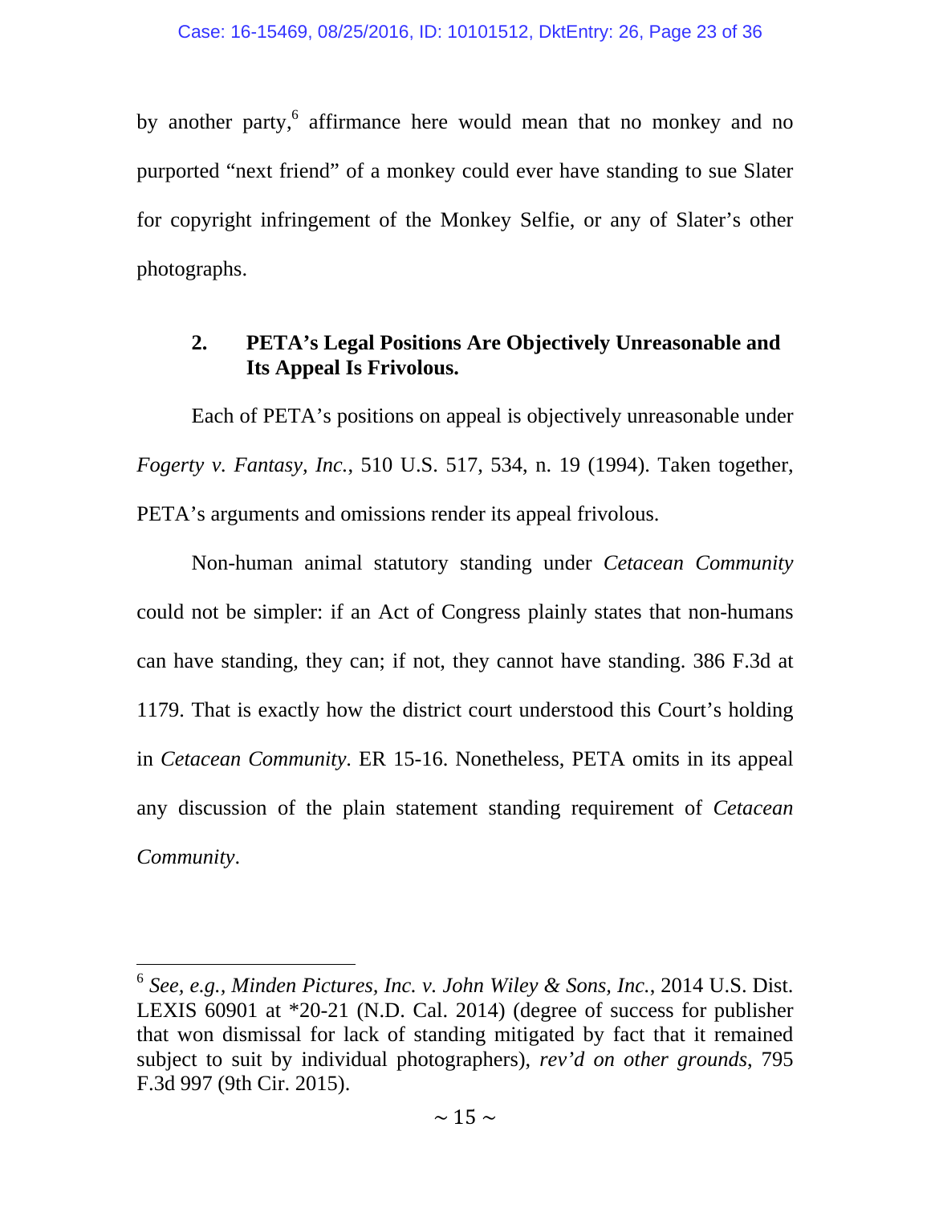by another party,[6] affirmance here would mean that no monkey and no purported "next friend" of a monkey could ever have standing to sue Slater for copyright infringement of the Monkey Selfie, or any of Slater's other photographs.

### 2. PETA's Legal Positions Are Objectively Unreasonable and Its Appeal Is Frivolous.

Each of PETA's positions on appeal is objectively unreasonable under *Fogerty v. Fantasy, Inc.*, 510 U.S. 517, 534, n. 19 (1994). Taken together, PETA's arguments and omissions render its appeal frivolous.

Non-human animal statutory standing under *Cetacean Community* could not be simpler: if an Act of Congress plainly states that non-humans can have standing, they can; if not, they cannot have standing. 386 F.3d at 1179. That is exactly how the district court understood this Court's holding in *Cetacean Community*. ER 15-16. Nonetheless, PETA omits in its appeal any discussion of the plain statement standing requirement of *Cetacean Community*.

---

[6] *See, e.g.*, *Minden Pictures, Inc. v. John Wiley & Sons, Inc.*, 2014 U.S. Dist. LEXIS 60901 at *20-21 (N.D. Cal. 2014) (degree of success for publisher that won dismissal for lack of standing mitigated by fact that it remained subject to suit by individual photographers), *rev'd on other grounds*, 795 F.3d 997 (9th Cir. 2015).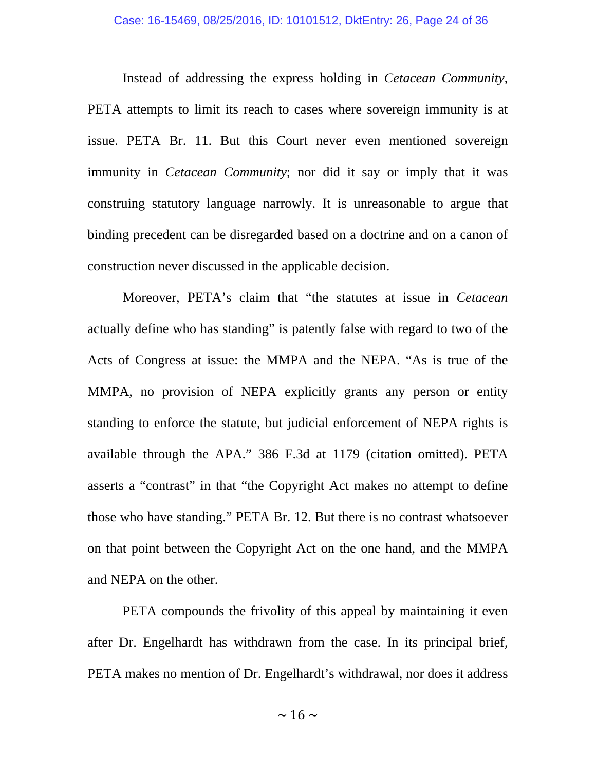Instead of addressing the express holding in *Cetacean Community*, PETA attempts to limit its reach to cases where sovereign immunity is at issue. PETA Br. 11. But this Court never even mentioned sovereign immunity in *Cetacean Community*; nor did it say or imply that it was construing statutory language narrowly. It is unreasonable to argue that binding precedent can be disregarded based on a doctrine and on a canon of construction never discussed in the applicable decision.

Moreover, PETA's claim that "the statutes at issue in *Cetacean* actually define who has standing" is patently false with regard to two of the Acts of Congress at issue: the MMPA and the NEPA. "As is true of the MMPA, no provision of NEPA explicitly grants any person or entity standing to enforce the statute, but judicial enforcement of NEPA rights is available through the APA." 386 F.3d at 1179 (citation omitted). PETA asserts a "contrast" in that "the Copyright Act makes no attempt to define those who have standing." PETA Br. 12. But there is no contrast whatsoever on that point between the Copyright Act on the one hand, and the MMPA and NEPA on the other.

PETA compounds the frivolity of this appeal by maintaining it even after Dr. Engelhardt has withdrawn from the case. In its principal brief, PETA makes no mention of Dr. Engelhardt's withdrawal, nor does it address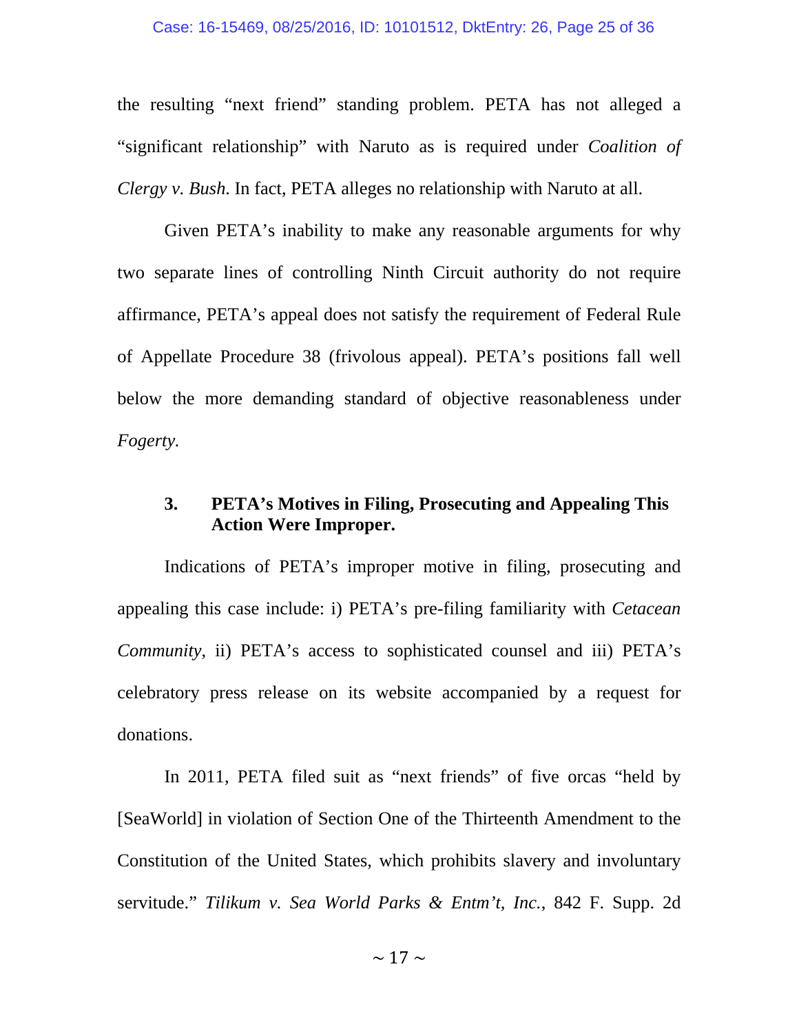the resulting "next friend" standing problem. PETA has not alleged a "significant relationship" with Naruto as is required under *Coalition of Clergy v. Bush*. In fact, PETA alleges no relationship with Naruto at all.

Given PETA's inability to make any reasonable arguments for why two separate lines of controlling Ninth Circuit authority do not require affirmance, PETA's appeal does not satisfy the requirement of Federal Rule of Appellate Procedure 38 (frivolous appeal). PETA's positions fall well below the more demanding standard of objective reasonableness under *Fogerty*.

### 3. PETA's Motives in Filing, Prosecuting and Appealing This Action Were Improper.

Indications of PETA's improper motive in filing, prosecuting and appealing this case include: i) PETA's pre-filing familiarity with *Cetacean Community*, ii) PETA's access to sophisticated counsel and iii) PETA's celebratory press release on its website accompanied by a request for donations.

In 2011, PETA filed suit as "next friends" of five orcas "held by [SeaWorld] in violation of Section One of the Thirteenth Amendment to the Constitution of the United States, which prohibits slavery and involuntary servitude." *Tilikum v. Sea World Parks & Entm't, Inc.*, 842 F. Supp. 2d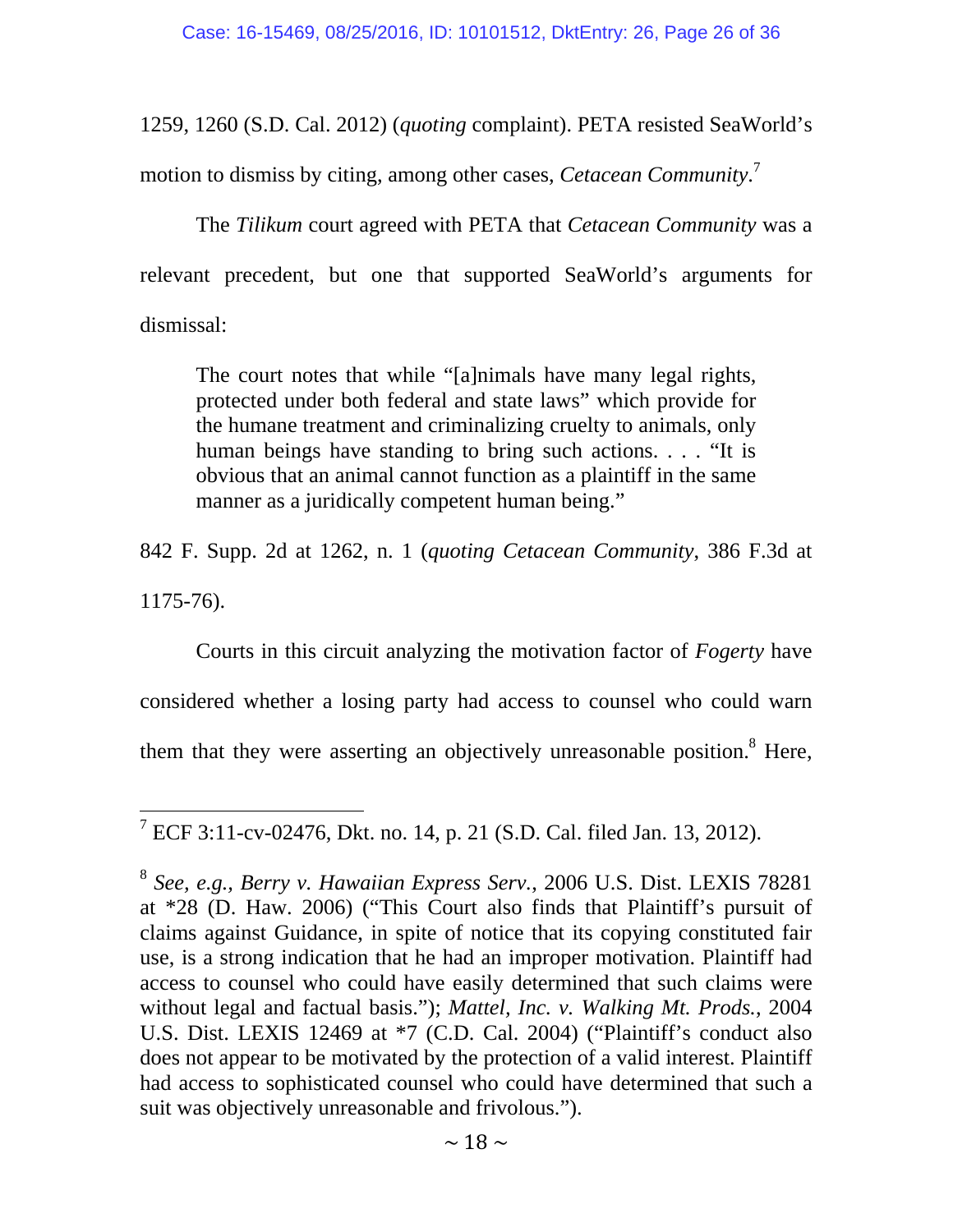1259, 1260 (S.D. Cal. 2012) (*quoting* complaint). PETA resisted SeaWorld's motion to dismiss by citing, among other cases, *Cetacean Community*.[7]

The *Tilikum* court agreed with PETA that *Cetacean Community* was a relevant precedent, but one that supported SeaWorld's arguments for dismissal:

> The court notes that while "[a]nimals have many legal rights, protected under both federal and state laws" which provide for the humane treatment and criminalizing cruelty to animals, only human beings have standing to bring such actions. . . . "It is obvious that an animal cannot function as a plaintiff in the same manner as a juridically competent human being."

842 F. Supp. 2d at 1262, n. 1 (*quoting Cetacean Community*, 386 F.3d at 1175-76).

Courts in this circuit analyzing the motivation factor of *Fogerty* have considered whether a losing party had access to counsel who could warn them that they were asserting an objectively unreasonable position.[8] Here,

---

[7] ECF 3:11-cv-02476, Dkt. no. 14, p. 21 (S.D. Cal. filed Jan. 13, 2012).

[8] *See, e.g., Berry v. Hawaiian Express Serv.*, 2006 U.S. Dist. LEXIS 78281 at *28 (D. Haw. 2006) ("This Court also finds that Plaintiff's pursuit of claims against Guidance, in spite of notice that its copying constituted fair use, is a strong indication that he had an improper motivation. Plaintiff had access to counsel who could have easily determined that such claims were without legal and factual basis."); *Mattel, Inc. v. Walking Mt. Prods.*, 2004 U.S. Dist. LEXIS 12469 at *7 (C.D. Cal. 2004) ("Plaintiff's conduct also does not appear to be motivated by the protection of a valid interest. Plaintiff had access to sophisticated counsel who could have determined that such a suit was objectively unreasonable and frivolous.").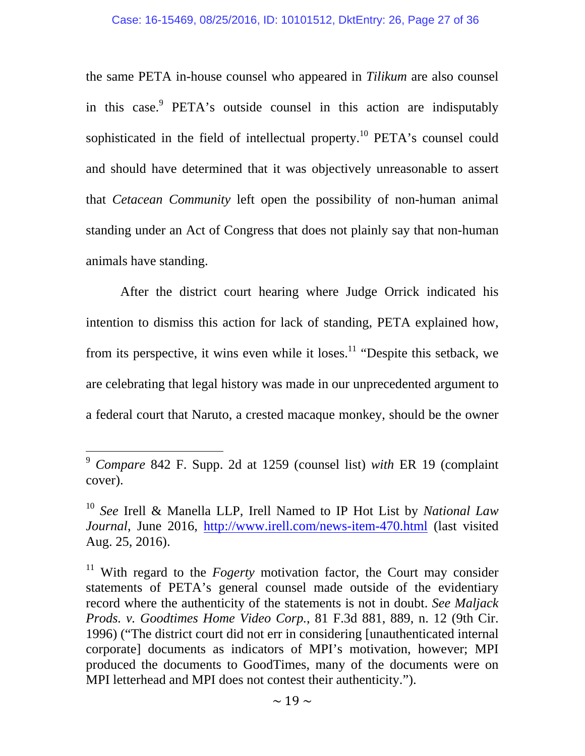the same PETA in-house counsel who appeared in *Tilikum* are also counsel in this case.[9] PETA's outside counsel in this action are indisputably sophisticated in the field of intellectual property.[10] PETA's counsel could and should have determined that it was objectively unreasonable to assert that *Cetacean Community* left open the possibility of non-human animal standing under an Act of Congress that does not plainly say that non-human animals have standing.

After the district court hearing where Judge Orrick indicated his intention to dismiss this action for lack of standing, PETA explained how, from its perspective, it wins even while it loses.[11] "Despite this setback, we are celebrating that legal history was made in our unprecedented argument to a federal court that Naruto, a crested macaque monkey, should be the owner

---

[9] *Compare* 842 F. Supp. 2d at 1259 (counsel list) *with* ER 19 (complaint cover).

[10] *See* Irell & Manella LLP, Irell Named to IP Hot List by *National Law Journal*, June 2016, http://www.irell.com/news-item-470.html (last visited Aug. 25, 2016).

[11] With regard to the *Fogerty* motivation factor, the Court may consider statements of PETA's general counsel made outside of the evidentiary record where the authenticity of the statements is not in doubt. *See Maljack Prods. v. Goodtimes Home Video Corp.*, 81 F.3d 881, 889, n. 12 (9th Cir. 1996) ("The district court did not err in considering [unauthenticated internal corporate] documents as indicators of MPI's motivation, however; MPI produced the documents to GoodTimes, many of the documents were on MPI letterhead and MPI does not contest their authenticity.").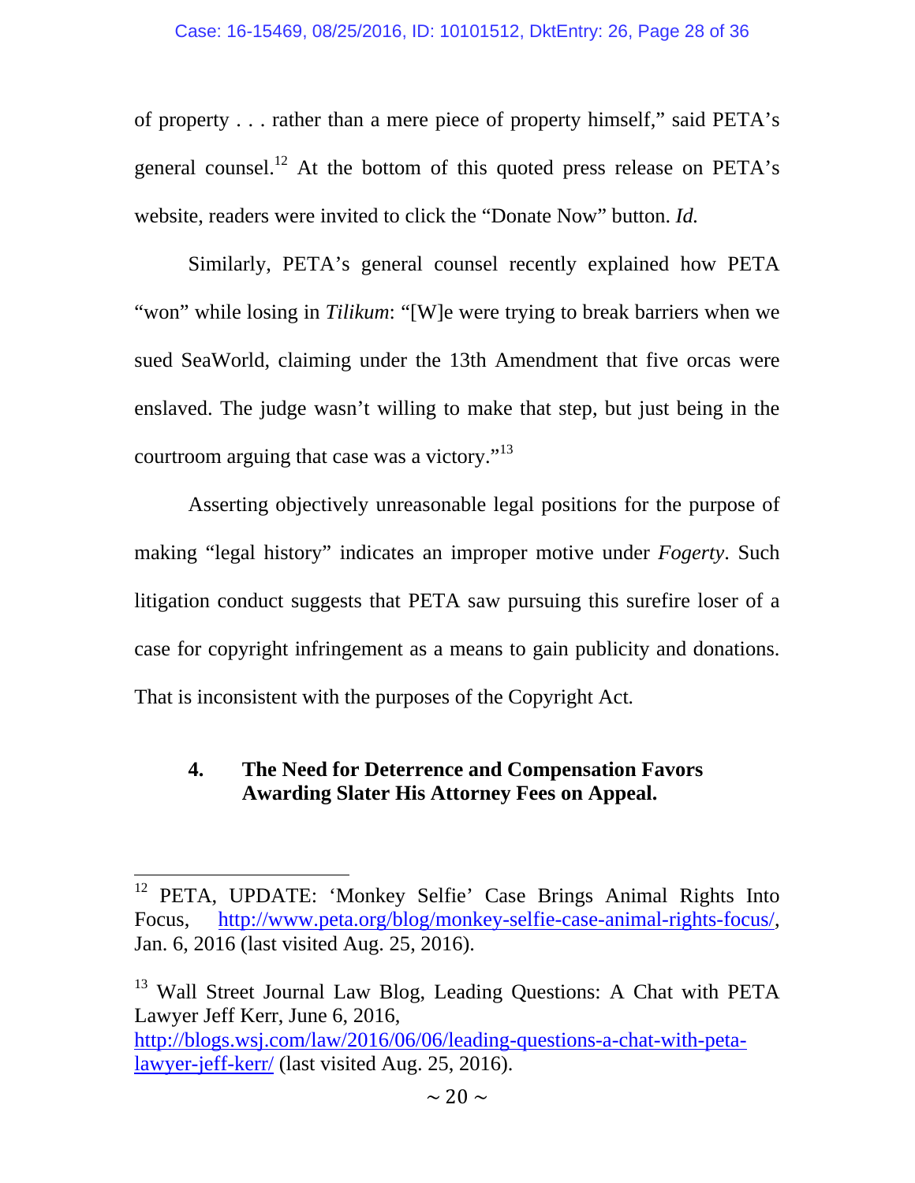of property . . . rather than a mere piece of property himself," said PETA's general counsel.[12] At the bottom of this quoted press release on PETA's website, readers were invited to click the "Donate Now" button. *Id.*

Similarly, PETA's general counsel recently explained how PETA "won" while losing in *Tilikum*: "[W]e were trying to break barriers when we sued SeaWorld, claiming under the 13th Amendment that five orcas were enslaved. The judge wasn't willing to make that step, but just being in the courtroom arguing that case was a victory."[13]

Asserting objectively unreasonable legal positions for the purpose of making "legal history" indicates an improper motive under *Fogerty*. Such litigation conduct suggests that PETA saw pursuing this surefire loser of a case for copyright infringement as a means to gain publicity and donations. That is inconsistent with the purposes of the Copyright Act.

### 4. The Need for Deterrence and Compensation Favors Awarding Slater His Attorney Fees on Appeal.

---

[12] PETA, UPDATE: 'Monkey Selfie' Case Brings Animal Rights Into Focus, http://www.peta.org/blog/monkey-selfie-case-animal-rights-focus/, Jan. 6, 2016 (last visited Aug. 25, 2016).

[13] Wall Street Journal Law Blog, Leading Questions: A Chat with PETA Lawyer Jeff Kerr, June 6, 2016, http://blogs.wsj.com/law/2016/06/06/leading-questions-a-chat-with-peta-lawyer-jeff-kerr/ (last visited Aug. 25, 2016).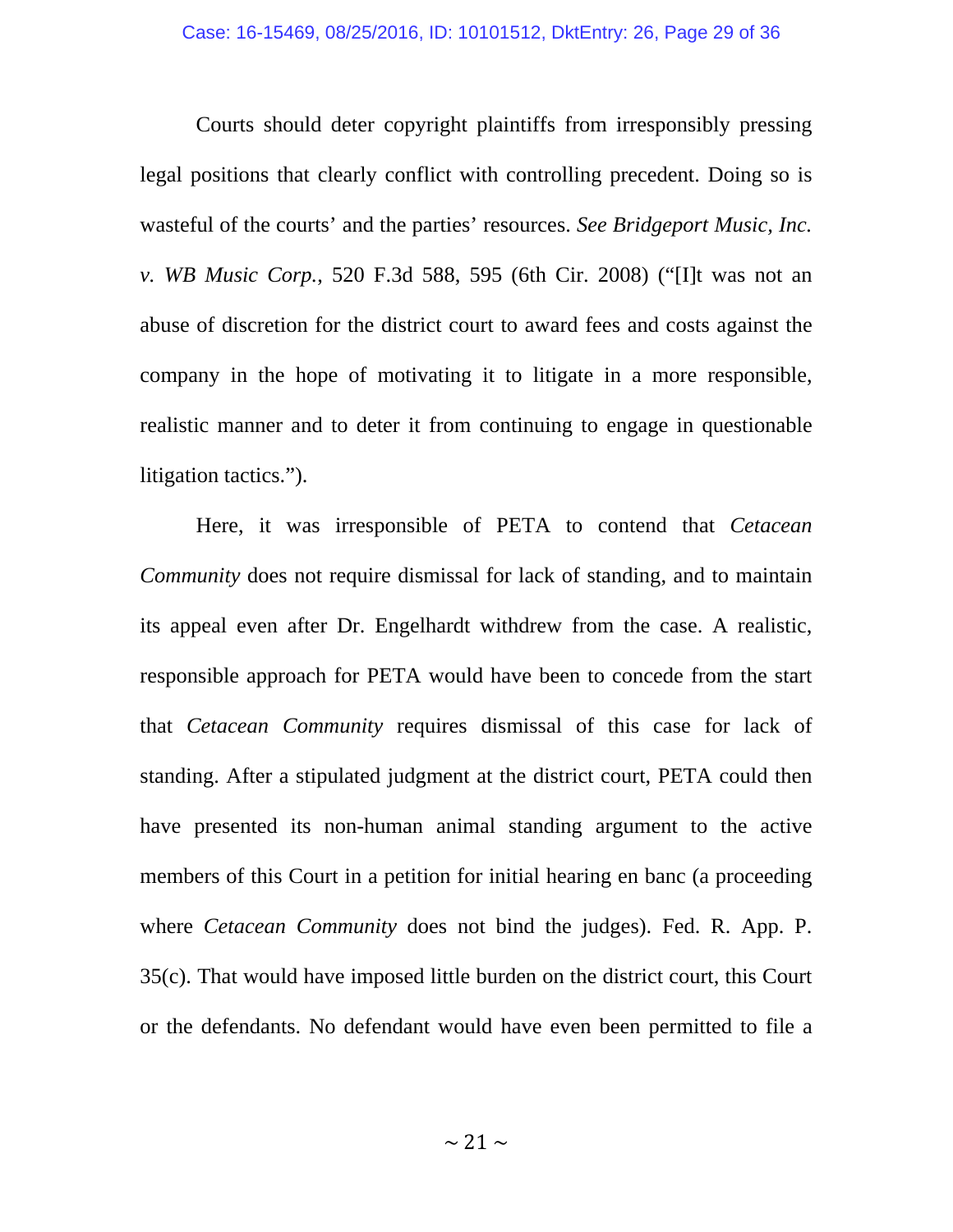Courts should deter copyright plaintiffs from irresponsibly pressing legal positions that clearly conflict with controlling precedent. Doing so is wasteful of the courts' and the parties' resources. *See Bridgeport Music, Inc. v. WB Music Corp.*, 520 F.3d 588, 595 (6th Cir. 2008) ("[I]t was not an abuse of discretion for the district court to award fees and costs against the company in the hope of motivating it to litigate in a more responsible, realistic manner and to deter it from continuing to engage in questionable litigation tactics.").

Here, it was irresponsible of PETA to contend that *Cetacean Community* does not require dismissal for lack of standing, and to maintain its appeal even after Dr. Engelhardt withdrew from the case. A realistic, responsible approach for PETA would have been to concede from the start that *Cetacean Community* requires dismissal of this case for lack of standing. After a stipulated judgment at the district court, PETA could then have presented its non-human animal standing argument to the active members of this Court in a petition for initial hearing en banc (a proceeding where *Cetacean Community* does not bind the judges). Fed. R. App. P. 35(c). That would have imposed little burden on the district court, this Court or the defendants. No defendant would have even been permitted to file a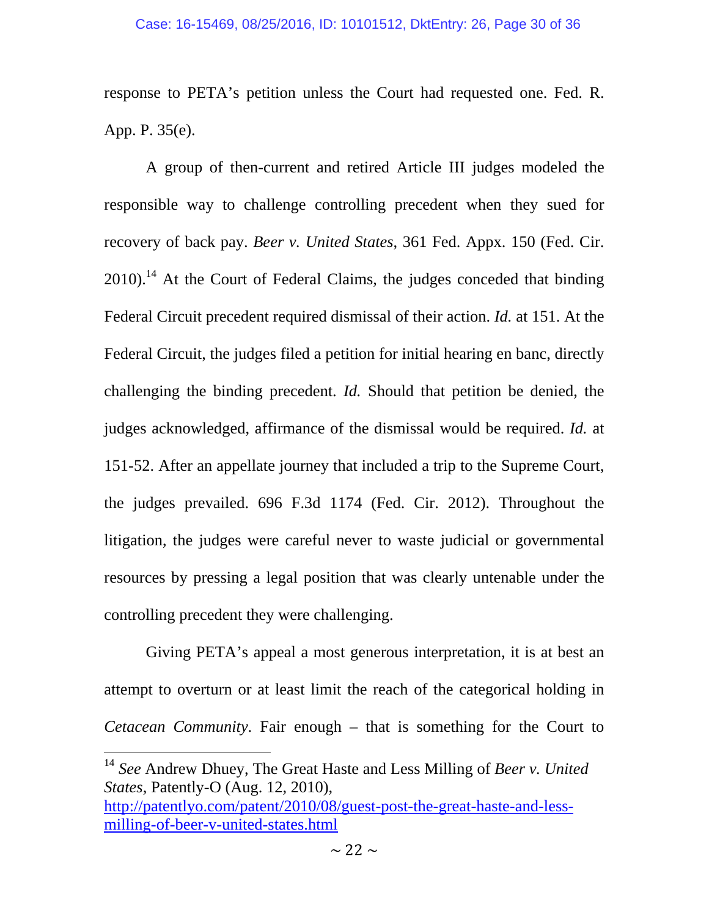response to PETA's petition unless the Court had requested one. Fed. R. App. P. 35(e).

A group of then-current and retired Article III judges modeled the responsible way to challenge controlling precedent when they sued for recovery of back pay. *Beer v. United States*, 361 Fed. Appx. 150 (Fed. Cir. 2010).[14] At the Court of Federal Claims, the judges conceded that binding Federal Circuit precedent required dismissal of their action. *Id.* at 151. At the Federal Circuit, the judges filed a petition for initial hearing en banc, directly challenging the binding precedent. *Id.* Should that petition be denied, the judges acknowledged, affirmance of the dismissal would be required. *Id.* at 151-52. After an appellate journey that included a trip to the Supreme Court, the judges prevailed. 696 F.3d 1174 (Fed. Cir. 2012). Throughout the litigation, the judges were careful never to waste judicial or governmental resources by pressing a legal position that was clearly untenable under the controlling precedent they were challenging.

Giving PETA's appeal a most generous interpretation, it is at best an attempt to overturn or at least limit the reach of the categorical holding in *Cetacean Community*. Fair enough – that is something for the Court to

---

[14] *See* Andrew Dhuey, The Great Haste and Less Milling of *Beer v. United States*, Patently-O (Aug. 12, 2010), http://patentlyo.com/patent/2010/08/guest-post-the-great-haste-and-less-milling-of-beer-v-united-states.html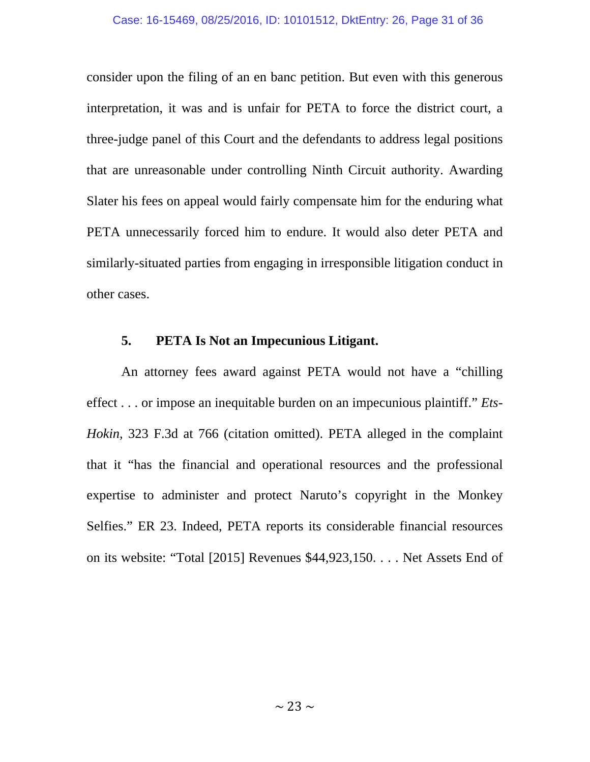consider upon the filing of an en banc petition. But even with this generous interpretation, it was and is unfair for PETA to force the district court, a three-judge panel of this Court and the defendants to address legal positions that are unreasonable under controlling Ninth Circuit authority. Awarding Slater his fees on appeal would fairly compensate him for the enduring what PETA unnecessarily forced him to endure. It would also deter PETA and similarly-situated parties from engaging in irresponsible litigation conduct in other cases.

### 5. PETA Is Not an Impecunious Litigant.

An attorney fees award against PETA would not have a "chilling effect . . . or impose an inequitable burden on an impecunious plaintiff." *Ets-Hokin*, 323 F.3d at 766 (citation omitted). PETA alleged in the complaint that it "has the financial and operational resources and the professional expertise to administer and protect Naruto's copyright in the Monkey Selfies." ER 23. Indeed, PETA reports its considerable financial resources on its website: "Total [2015] Revenues $44,923,150. . . . Net Assets End of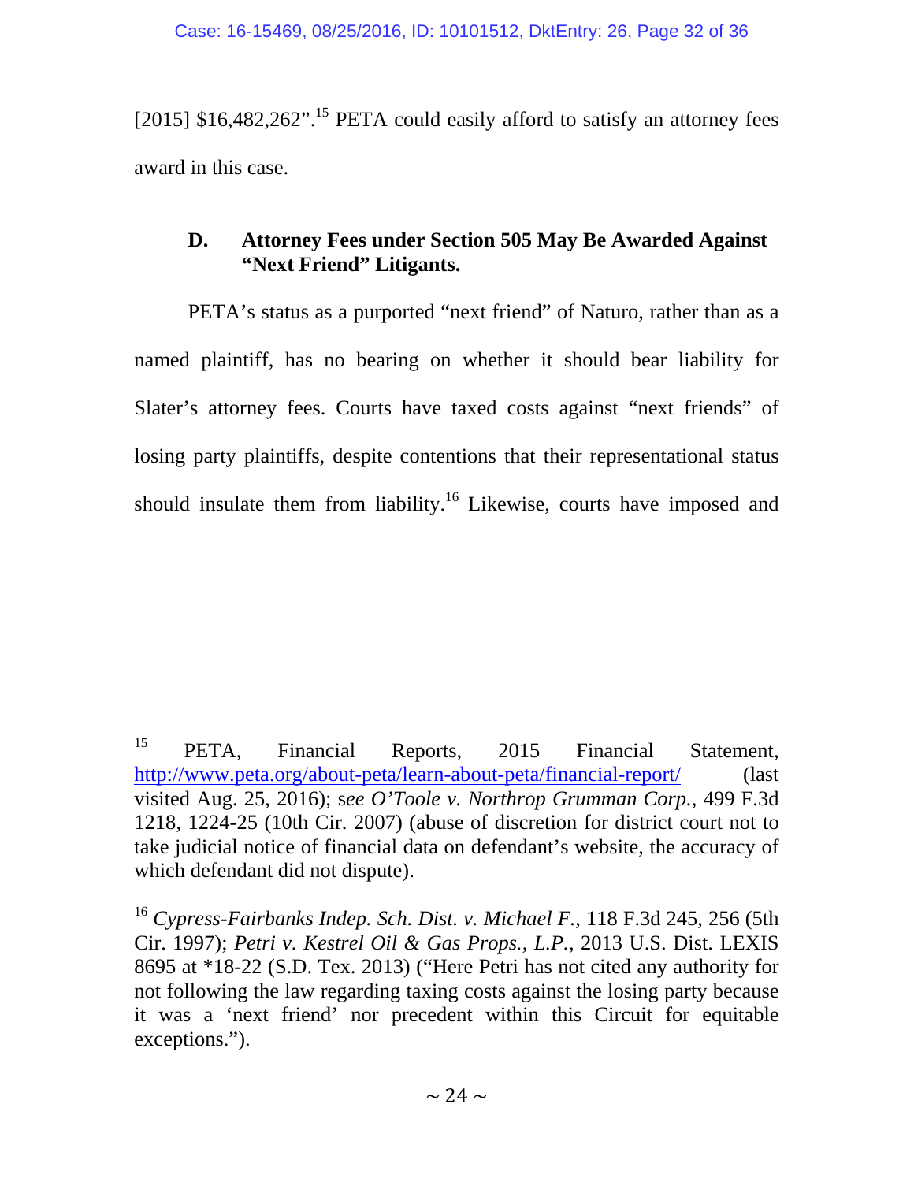[2015] $16,482,262".[15] PETA could easily afford to satisfy an attorney fees award in this case.

### D. Attorney Fees under Section 505 May Be Awarded Against "Next Friend" Litigants.

PETA's status as a purported "next friend" of Naturo, rather than as a named plaintiff, has no bearing on whether it should bear liability for Slater's attorney fees. Courts have taxed costs against "next friends" of losing party plaintiffs, despite contentions that their representational status should insulate them from liability.[16] Likewise, courts have imposed and

---

[15] PETA, Financial Reports, 2015 Financial Statement, http://www.peta.org/about-peta/learn-about-peta/financial-report/ (last visited Aug. 25, 2016); s*ee O'Toole v. Northrop Grumman Corp.*, 499 F.3d 1218, 1224-25 (10th Cir. 2007) (abuse of discretion for district court not to take judicial notice of financial data on defendant's website, the accuracy of which defendant did not dispute).

[16] *Cypress-Fairbanks Indep. Sch. Dist. v. Michael F.*, 118 F.3d 245, 256 (5th Cir. 1997); *Petri v. Kestrel Oil & Gas Props., L.P.*, 2013 U.S. Dist. LEXIS 8695 at *18-22 (S.D. Tex. 2013) ("Here Petri has not cited any authority for not following the law regarding taxing costs against the losing party because it was a 'next friend' nor precedent within this Circuit for equitable exceptions.").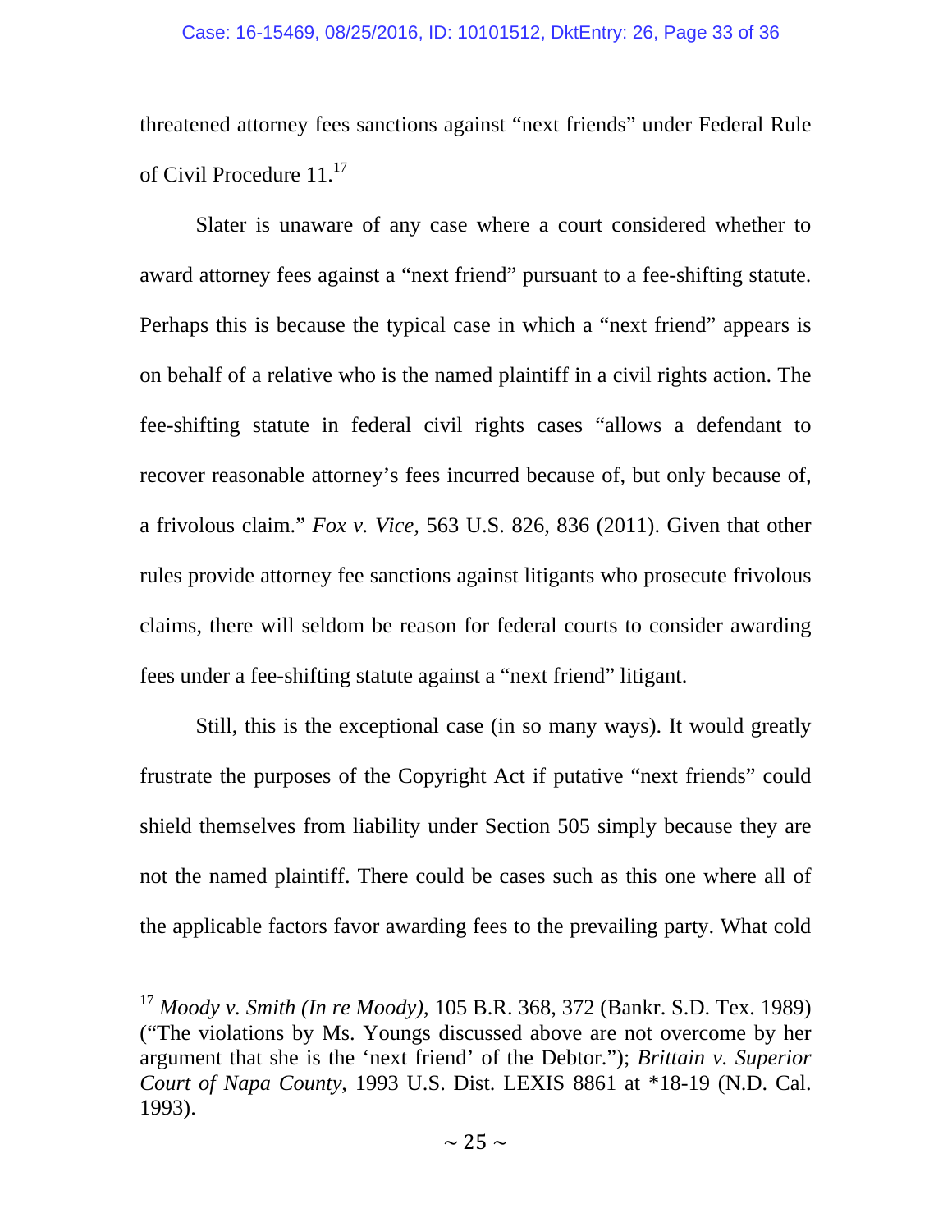threatened attorney fees sanctions against "next friends" under Federal Rule of Civil Procedure 11.[17]

Slater is unaware of any case where a court considered whether to award attorney fees against a "next friend" pursuant to a fee-shifting statute. Perhaps this is because the typical case in which a "next friend" appears is on behalf of a relative who is the named plaintiff in a civil rights action. The fee-shifting statute in federal civil rights cases "allows a defendant to recover reasonable attorney's fees incurred because of, but only because of, a frivolous claim." *Fox v. Vice*, 563 U.S. 826, 836 (2011). Given that other rules provide attorney fee sanctions against litigants who prosecute frivolous claims, there will seldom be reason for federal courts to consider awarding fees under a fee-shifting statute against a "next friend" litigant.

Still, this is the exceptional case (in so many ways). It would greatly frustrate the purposes of the Copyright Act if putative "next friends" could shield themselves from liability under Section 505 simply because they are not the named plaintiff. There could be cases such as this one where all of the applicable factors favor awarding fees to the prevailing party. What cold

---

[17] *Moody v. Smith (In re Moody)*, 105 B.R. 368, 372 (Bankr. S.D. Tex. 1989) ("The violations by Ms. Youngs discussed above are not overcome by her argument that she is the 'next friend' of the Debtor."); *Brittain v. Superior Court of Napa County*, 1993 U.S. Dist. LEXIS 8861 at *18-19 (N.D. Cal. 1993).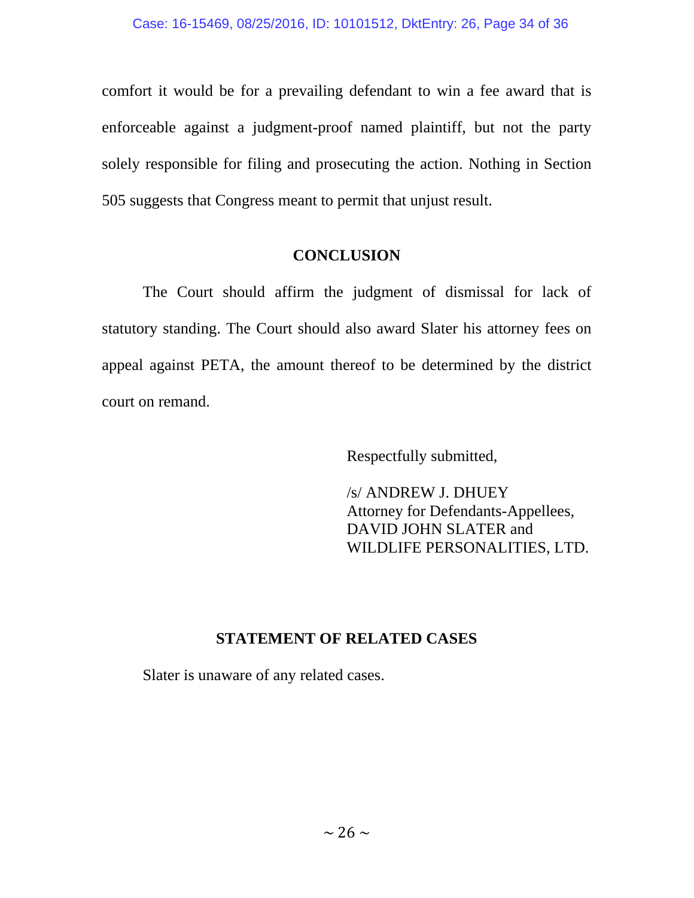comfort it would be for a prevailing defendant to win a fee award that is enforceable against a judgment-proof named plaintiff, but not the party solely responsible for filing and prosecuting the action. Nothing in Section 505 suggests that Congress meant to permit that unjust result.

## CONCLUSION

The Court should affirm the judgment of dismissal for lack of statutory standing. The Court should also award Slater his attorney fees on appeal against PETA, the amount thereof to be determined by the district court on remand.

Respectfully submitted,

/s/ ANDREW J. DHUEY
Attorney for Defendants-Appellees,
DAVID JOHN SLATER and
WILDLIFE PERSONALITIES, LTD.

## STATEMENT OF RELATED CASES

Slater is unaware of any related cases.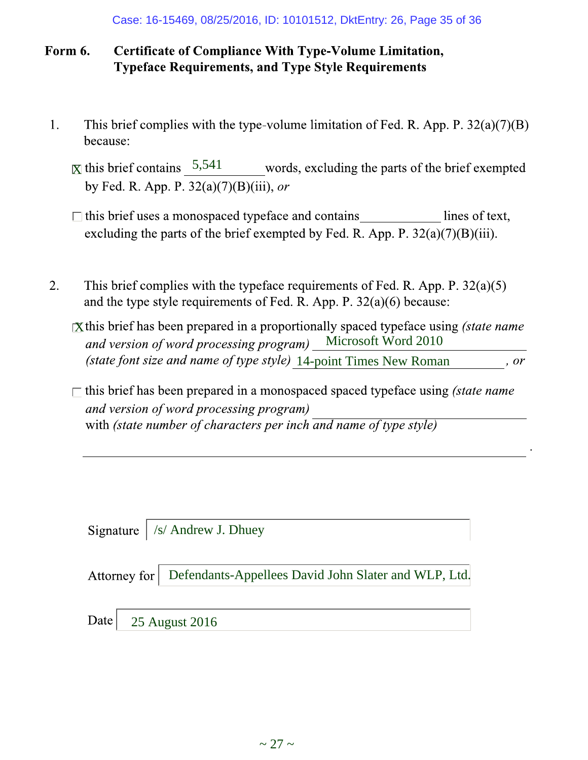**Form 6. Certificate of Compliance With Type-Volume Limitation, Typeface Requirements, and Type Style Requirements**

1. This brief complies with the type-volume limitation of Fed. R. App. P. 32(a)(7)(B) because:

   ☒ this brief contains 5,541 words, excluding the parts of the brief exempted by Fed. R. App. P. 32(a)(7)(B)(iii), *or*

   ☐ this brief uses a monospaced typeface and contains ____________ lines of text, excluding the parts of the brief exempted by Fed. R. App. P. 32(a)(7)(B)(iii).

2. This brief complies with the typeface requirements of Fed. R. App. P. 32(a)(5) and the type style requirements of Fed. R. App. P. 32(a)(6) because:

   ☒ this brief has been prepared in a proportionally spaced typeface using *(state name and version of word processing program)* Microsoft Word 2010 *(state font size and name of type style)* 14-point Times New Roman , *or*

   ☐ this brief has been prepared in a monospaced spaced typeface using *(state name and version of word processing program)* ____________ with *(state number of characters per inch and name of type style)* ____________.

Signature /s/ Andrew J. Dhuey

Attorney for Defendants-Appellees David John Slater and WLP, Ltd.

Date 25 August 2016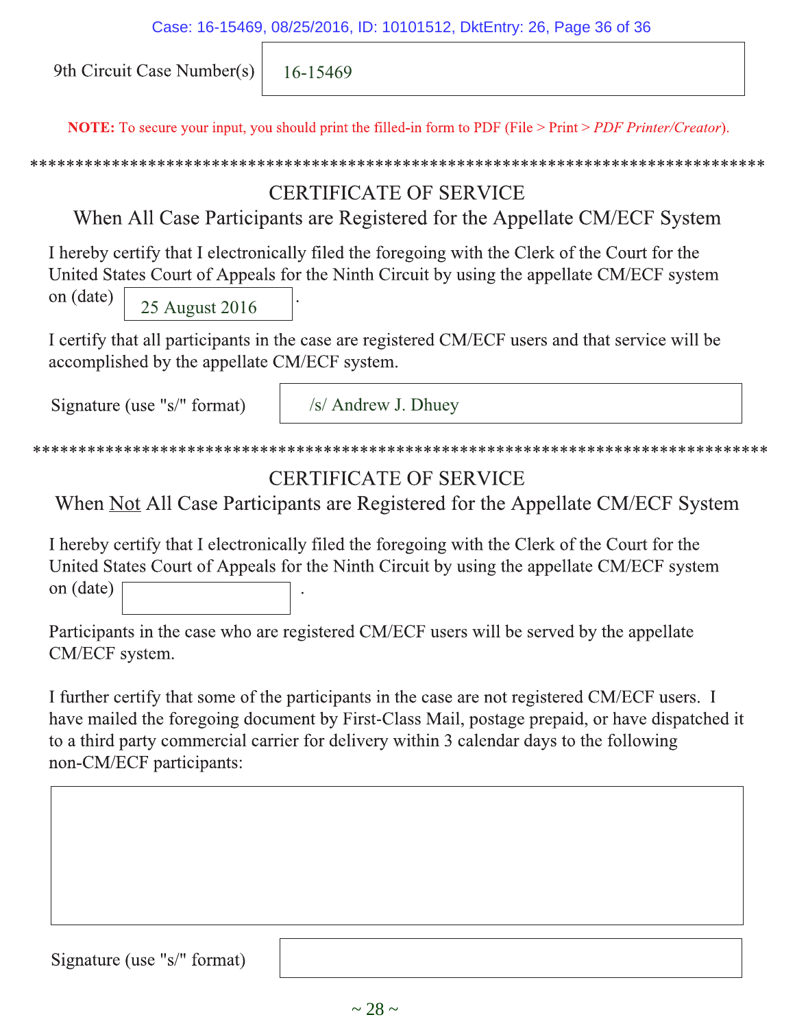9th Circuit Case Number(s) 16-15469

**NOTE:** To secure your input, you should print the filled-in form to PDF (File > Print > *PDF Printer/Creator*).

*********************************************************************************

## CERTIFICATE OF SERVICE
### When All Case Participants are Registered for the Appellate CM/ECF System

I hereby certify that I electronically filed the foregoing with the Clerk of the Court for the United States Court of Appeals for the Ninth Circuit by using the appellate CM/ECF system on (date) 25 August 2016 .

I certify that all participants in the case are registered CM/ECF users and that service will be accomplished by the appellate CM/ECF system.

Signature (use "s/" format) /s/ Andrew J. Dhuey

*********************************************************************************

## CERTIFICATE OF SERVICE
### When Not All Case Participants are Registered for the Appellate CM/ECF System

I hereby certify that I electronically filed the foregoing with the Clerk of the Court for the United States Court of Appeals for the Ninth Circuit by using the appellate CM/ECF system on (date) .

Participants in the case who are registered CM/ECF users will be served by the appellate CM/ECF system.

I further certify that some of the participants in the case are not registered CM/ECF users. I have mailed the foregoing document by First-Class Mail, postage prepaid, or have dispatched it to a third party commercial carrier for delivery within 3 calendar days to the following non-CM/ECF participants:

Signature (use "s/" format)